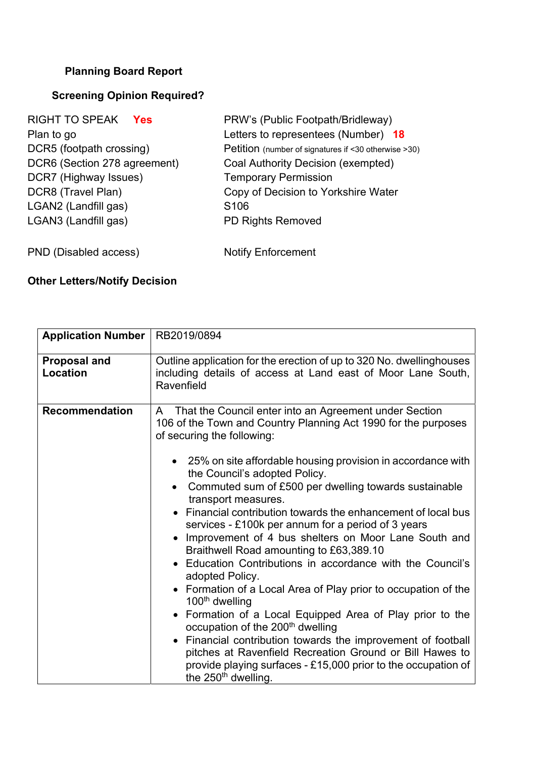**Planning Board Report**

**Screening Opinion Required?**

| | |
|---|---|
| RIGHT TO SPEAK **Yes** | PRW's (Public Footpath/Bridleway) |
| Plan to go | Letters to representees (Number) **18** |
| DCR5 (footpath crossing) | Petition (number of signatures if <30 otherwise >30) |
| DCR6 (Section 278 agreement) | Coal Authority Decision (exempted) |
| DCR7 (Highway Issues) | Temporary Permission |
| DCR8 (Travel Plan) | Copy of Decision to Yorkshire Water |
| LGAN2 (Landfill gas) | S106 |
| LGAN3 (Landfill gas) | PD Rights Removed |
| PND (Disabled access) | Notify Enforcement |

**Other Letters/Notify Decision**

| | |
|---|---|
| **Application Number** | RB2019/0894 |
| **Proposal and Location** | Outline application for the erection of up to 320 No. dwellinghouses including details of access at Land east of Moor Lane South, Ravenfield |
| **Recommendation** | A That the Council enter into an Agreement under Section 106 of the Town and Country Planning Act 1990 for the purposes of securing the following:<br><br>• 25% on site affordable housing provision in accordance with the Council's adopted Policy.<br>• Commuted sum of £500 per dwelling towards sustainable transport measures.<br>• Financial contribution towards the enhancement of local bus services - £100k per annum for a period of 3 years<br>• Improvement of 4 bus shelters on Moor Lane South and Braithwell Road amounting to £63,389.10<br>• Education Contributions in accordance with the Council's adopted Policy.<br>• Formation of a Local Area of Play prior to occupation of the 100th dwelling<br>• Formation of a Local Equipped Area of Play prior to the occupation of the 200th dwelling<br>• Financial contribution towards the improvement of football pitches at Ravenfield Recreation Ground or Bill Hawes to provide playing surfaces - £15,000 prior to the occupation of the 250th dwelling. |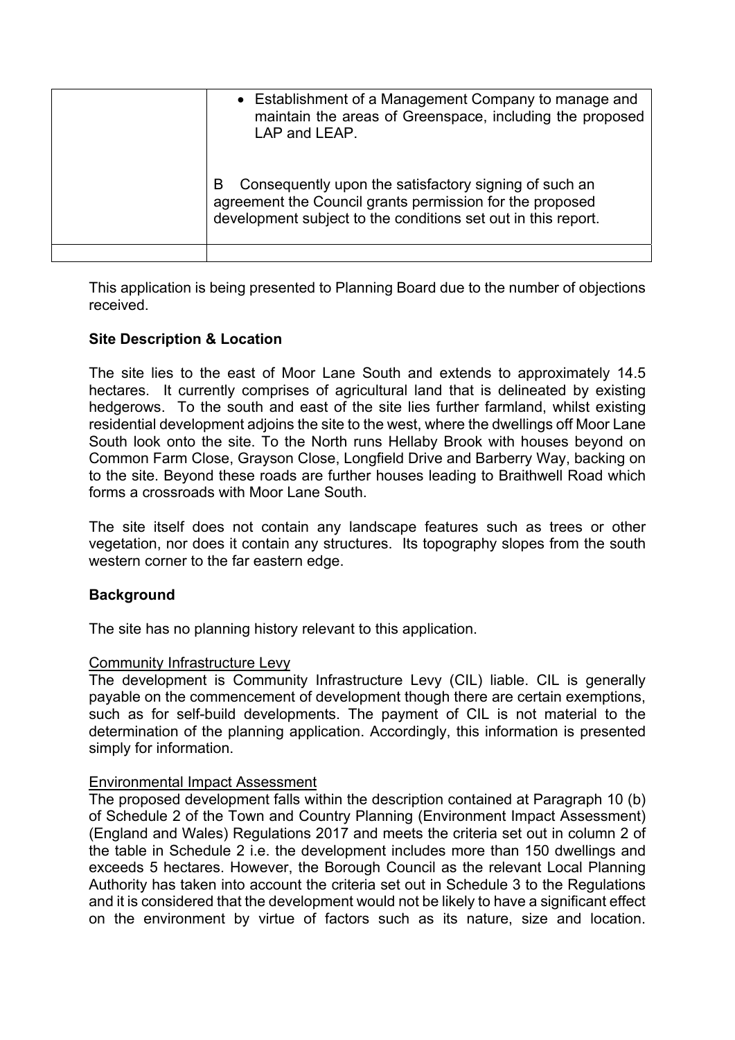| | |
|---|---|
| | • Establishment of a Management Company to manage and maintain the areas of Greenspace, including the proposed LAP and LEAP.<br><br>B Consequently upon the satisfactory signing of such an agreement the Council grants permission for the proposed development subject to the conditions set out in this report. |
| | |

This application is being presented to Planning Board due to the number of objections received.

**Site Description & Location**

The site lies to the east of Moor Lane South and extends to approximately 14.5 hectares. It currently comprises of agricultural land that is delineated by existing hedgerows. To the south and east of the site lies further farmland, whilst existing residential development adjoins the site to the west, where the dwellings off Moor Lane South look onto the site. To the North runs Hellaby Brook with houses beyond on Common Farm Close, Grayson Close, Longfield Drive and Barberry Way, backing on to the site. Beyond these roads are further houses leading to Braithwell Road which forms a crossroads with Moor Lane South.

The site itself does not contain any landscape features such as trees or other vegetation, nor does it contain any structures. Its topography slopes from the south western corner to the far eastern edge.

**Background**

The site has no planning history relevant to this application.

Community Infrastructure Levy
The development is Community Infrastructure Levy (CIL) liable. CIL is generally payable on the commencement of development though there are certain exemptions, such as for self-build developments. The payment of CIL is not material to the determination of the planning application. Accordingly, this information is presented simply for information.

Environmental Impact Assessment
The proposed development falls within the description contained at Paragraph 10 (b) of Schedule 2 of the Town and Country Planning (Environment Impact Assessment) (England and Wales) Regulations 2017 and meets the criteria set out in column 2 of the table in Schedule 2 i.e. the development includes more than 150 dwellings and exceeds 5 hectares. However, the Borough Council as the relevant Local Planning Authority has taken into account the criteria set out in Schedule 3 to the Regulations and it is considered that the development would not be likely to have a significant effect on the environment by virtue of factors such as its nature, size and location.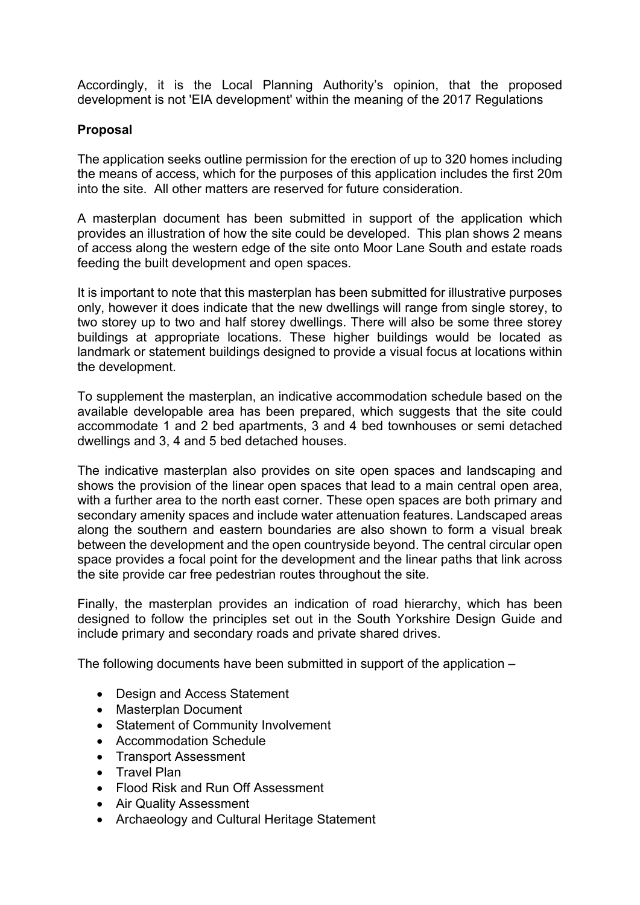Accordingly, it is the Local Planning Authority's opinion, that the proposed development is not 'EIA development' within the meaning of the 2017 Regulations

**Proposal**

The application seeks outline permission for the erection of up to 320 homes including the means of access, which for the purposes of this application includes the first 20m into the site. All other matters are reserved for future consideration.

A masterplan document has been submitted in support of the application which provides an illustration of how the site could be developed. This plan shows 2 means of access along the western edge of the site onto Moor Lane South and estate roads feeding the built development and open spaces.

It is important to note that this masterplan has been submitted for illustrative purposes only, however it does indicate that the new dwellings will range from single storey, to two storey up to two and half storey dwellings. There will also be some three storey buildings at appropriate locations. These higher buildings would be located as landmark or statement buildings designed to provide a visual focus at locations within the development.

To supplement the masterplan, an indicative accommodation schedule based on the available developable area has been prepared, which suggests that the site could accommodate 1 and 2 bed apartments, 3 and 4 bed townhouses or semi detached dwellings and 3, 4 and 5 bed detached houses.

The indicative masterplan also provides on site open spaces and landscaping and shows the provision of the linear open spaces that lead to a main central open area, with a further area to the north east corner. These open spaces are both primary and secondary amenity spaces and include water attenuation features. Landscaped areas along the southern and eastern boundaries are also shown to form a visual break between the development and the open countryside beyond. The central circular open space provides a focal point for the development and the linear paths that link across the site provide car free pedestrian routes throughout the site.

Finally, the masterplan provides an indication of road hierarchy, which has been designed to follow the principles set out in the South Yorkshire Design Guide and include primary and secondary roads and private shared drives.

The following documents have been submitted in support of the application –

- Design and Access Statement
- Masterplan Document
- Statement of Community Involvement
- Accommodation Schedule
- Transport Assessment
- Travel Plan
- Flood Risk and Run Off Assessment
- Air Quality Assessment
- Archaeology and Cultural Heritage Statement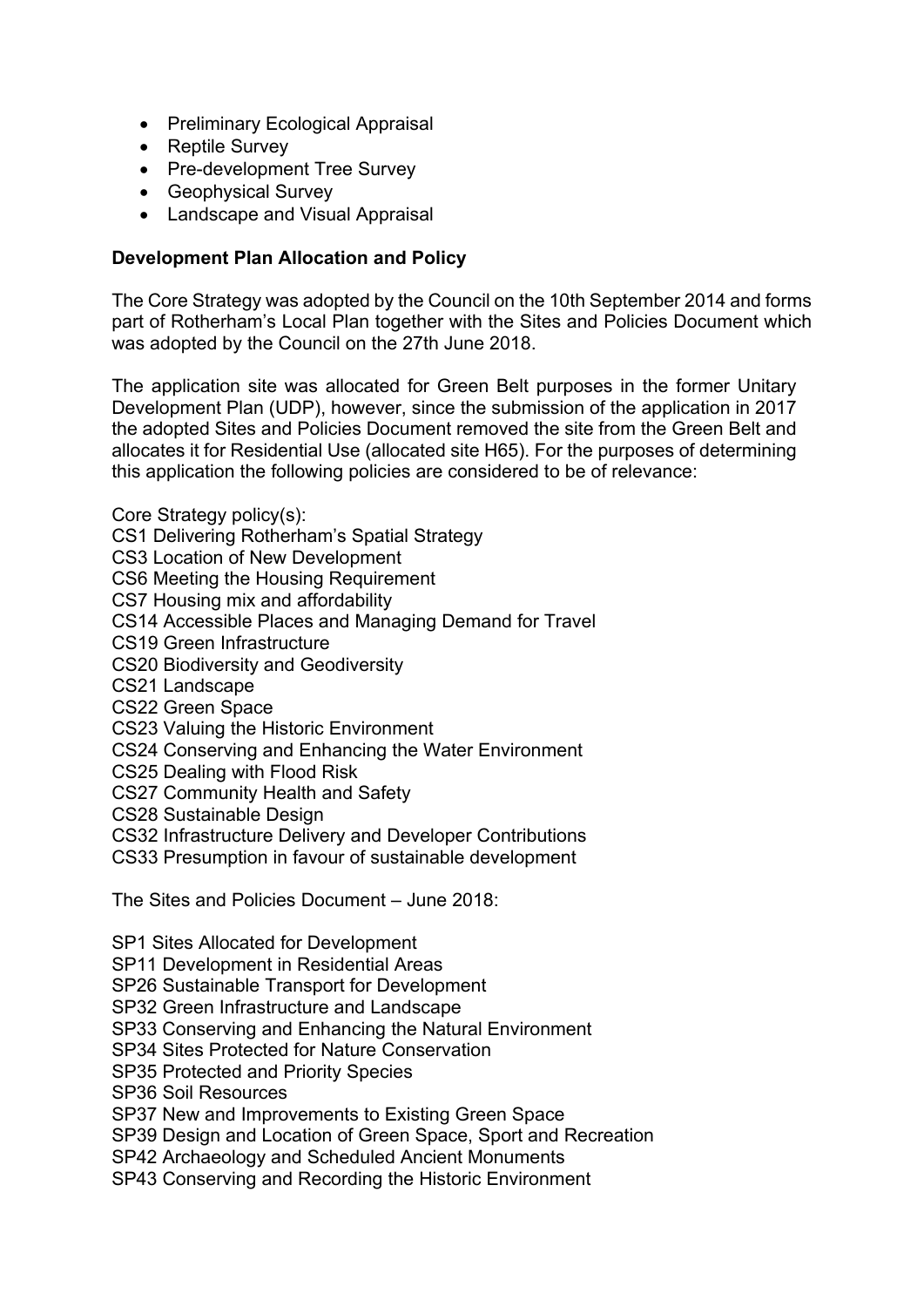- Preliminary Ecological Appraisal
- Reptile Survey
- Pre-development Tree Survey
- Geophysical Survey
- Landscape and Visual Appraisal

**Development Plan Allocation and Policy**

The Core Strategy was adopted by the Council on the 10th September 2014 and forms part of Rotherham's Local Plan together with the Sites and Policies Document which was adopted by the Council on the 27th June 2018.

The application site was allocated for Green Belt purposes in the former Unitary Development Plan (UDP), however, since the submission of the application in 2017 the adopted Sites and Policies Document removed the site from the Green Belt and allocates it for Residential Use (allocated site H65). For the purposes of determining this application the following policies are considered to be of relevance:

Core Strategy policy(s):
CS1 Delivering Rotherham's Spatial Strategy
CS3 Location of New Development
CS6 Meeting the Housing Requirement
CS7 Housing mix and affordability
CS14 Accessible Places and Managing Demand for Travel
CS19 Green Infrastructure
CS20 Biodiversity and Geodiversity
CS21 Landscape
CS22 Green Space
CS23 Valuing the Historic Environment
CS24 Conserving and Enhancing the Water Environment
CS25 Dealing with Flood Risk
CS27 Community Health and Safety
CS28 Sustainable Design
CS32 Infrastructure Delivery and Developer Contributions
CS33 Presumption in favour of sustainable development

The Sites and Policies Document – June 2018:

SP1 Sites Allocated for Development
SP11 Development in Residential Areas
SP26 Sustainable Transport for Development
SP32 Green Infrastructure and Landscape
SP33 Conserving and Enhancing the Natural Environment
SP34 Sites Protected for Nature Conservation
SP35 Protected and Priority Species
SP36 Soil Resources
SP37 New and Improvements to Existing Green Space
SP39 Design and Location of Green Space, Sport and Recreation
SP42 Archaeology and Scheduled Ancient Monuments
SP43 Conserving and Recording the Historic Environment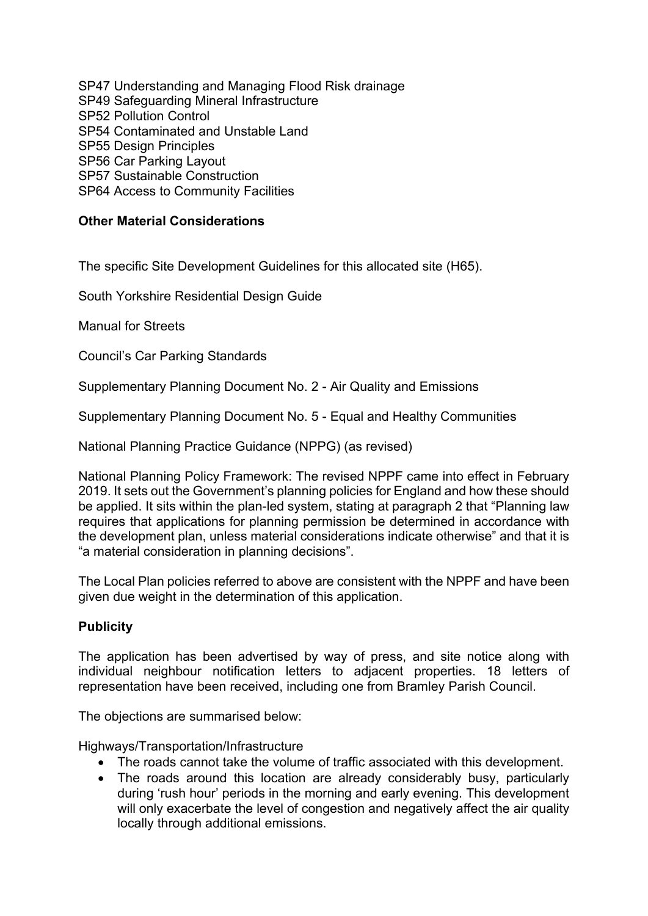SP47 Understanding and Managing Flood Risk drainage
SP49 Safeguarding Mineral Infrastructure
SP52 Pollution Control
SP54 Contaminated and Unstable Land
SP55 Design Principles
SP56 Car Parking Layout
SP57 Sustainable Construction
SP64 Access to Community Facilities

**Other Material Considerations**

The specific Site Development Guidelines for this allocated site (H65).

South Yorkshire Residential Design Guide

Manual for Streets

Council's Car Parking Standards

Supplementary Planning Document No. 2 - Air Quality and Emissions

Supplementary Planning Document No. 5 - Equal and Healthy Communities

National Planning Practice Guidance (NPPG) (as revised)

National Planning Policy Framework: The revised NPPF came into effect in February 2019. It sets out the Government's planning policies for England and how these should be applied. It sits within the plan-led system, stating at paragraph 2 that "Planning law requires that applications for planning permission be determined in accordance with the development plan, unless material considerations indicate otherwise" and that it is "a material consideration in planning decisions".

The Local Plan policies referred to above are consistent with the NPPF and have been given due weight in the determination of this application.

**Publicity**

The application has been advertised by way of press, and site notice along with individual neighbour notification letters to adjacent properties. 18 letters of representation have been received, including one from Bramley Parish Council.

The objections are summarised below:

Highways/Transportation/Infrastructure

- The roads cannot take the volume of traffic associated with this development.
- The roads around this location are already considerably busy, particularly during 'rush hour' periods in the morning and early evening. This development will only exacerbate the level of congestion and negatively affect the air quality locally through additional emissions.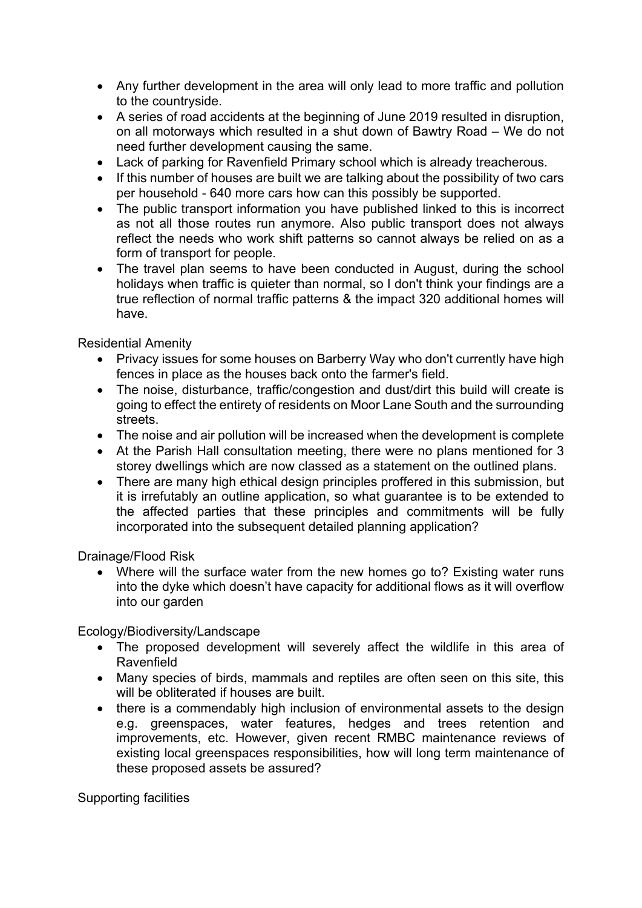- Any further development in the area will only lead to more traffic and pollution to the countryside.
- A series of road accidents at the beginning of June 2019 resulted in disruption, on all motorways which resulted in a shut down of Bawtry Road – We do not need further development causing the same.
- Lack of parking for Ravenfield Primary school which is already treacherous.
- If this number of houses are built we are talking about the possibility of two cars per household - 640 more cars how can this possibly be supported.
- The public transport information you have published linked to this is incorrect as not all those routes run anymore. Also public transport does not always reflect the needs who work shift patterns so cannot always be relied on as a form of transport for people.
- The travel plan seems to have been conducted in August, during the school holidays when traffic is quieter than normal, so I don't think your findings are a true reflection of normal traffic patterns & the impact 320 additional homes will have.

Residential Amenity

- Privacy issues for some houses on Barberry Way who don't currently have high fences in place as the houses back onto the farmer's field.
- The noise, disturbance, traffic/congestion and dust/dirt this build will create is going to effect the entirety of residents on Moor Lane South and the surrounding streets.
- The noise and air pollution will be increased when the development is complete
- At the Parish Hall consultation meeting, there were no plans mentioned for 3 storey dwellings which are now classed as a statement on the outlined plans.
- There are many high ethical design principles proffered in this submission, but it is irrefutably an outline application, so what guarantee is to be extended to the affected parties that these principles and commitments will be fully incorporated into the subsequent detailed planning application?

Drainage/Flood Risk

- Where will the surface water from the new homes go to? Existing water runs into the dyke which doesn't have capacity for additional flows as it will overflow into our garden

Ecology/Biodiversity/Landscape

- The proposed development will severely affect the wildlife in this area of Ravenfield
- Many species of birds, mammals and reptiles are often seen on this site, this will be obliterated if houses are built.
- there is a commendably high inclusion of environmental assets to the design e.g. greenspaces, water features, hedges and trees retention and improvements, etc. However, given recent RMBC maintenance reviews of existing local greenspaces responsibilities, how will long term maintenance of these proposed assets be assured?

Supporting facilities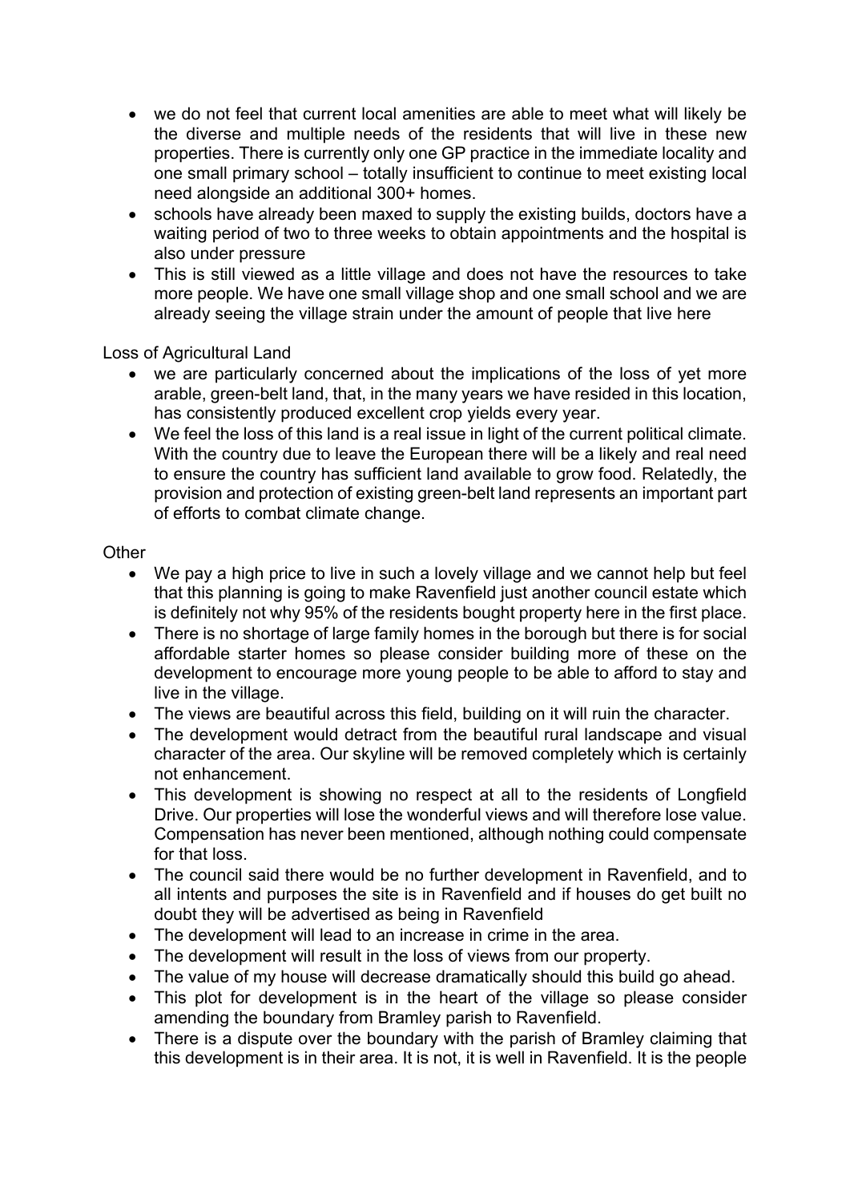- we do not feel that current local amenities are able to meet what will likely be the diverse and multiple needs of the residents that will live in these new properties. There is currently only one GP practice in the immediate locality and one small primary school – totally insufficient to continue to meet existing local need alongside an additional 300+ homes.
- schools have already been maxed to supply the existing builds, doctors have a waiting period of two to three weeks to obtain appointments and the hospital is also under pressure
- This is still viewed as a little village and does not have the resources to take more people. We have one small village shop and one small school and we are already seeing the village strain under the amount of people that live here

Loss of Agricultural Land

- we are particularly concerned about the implications of the loss of yet more arable, green-belt land, that, in the many years we have resided in this location, has consistently produced excellent crop yields every year.
- We feel the loss of this land is a real issue in light of the current political climate. With the country due to leave the European there will be a likely and real need to ensure the country has sufficient land available to grow food. Relatedly, the provision and protection of existing green-belt land represents an important part of efforts to combat climate change.

Other

- We pay a high price to live in such a lovely village and we cannot help but feel that this planning is going to make Ravenfield just another council estate which is definitely not why 95% of the residents bought property here in the first place.
- There is no shortage of large family homes in the borough but there is for social affordable starter homes so please consider building more of these on the development to encourage more young people to be able to afford to stay and live in the village.
- The views are beautiful across this field, building on it will ruin the character.
- The development would detract from the beautiful rural landscape and visual character of the area. Our skyline will be removed completely which is certainly not enhancement.
- This development is showing no respect at all to the residents of Longfield Drive. Our properties will lose the wonderful views and will therefore lose value. Compensation has never been mentioned, although nothing could compensate for that loss.
- The council said there would be no further development in Ravenfield, and to all intents and purposes the site is in Ravenfield and if houses do get built no doubt they will be advertised as being in Ravenfield
- The development will lead to an increase in crime in the area.
- The development will result in the loss of views from our property.
- The value of my house will decrease dramatically should this build go ahead.
- This plot for development is in the heart of the village so please consider amending the boundary from Bramley parish to Ravenfield.
- There is a dispute over the boundary with the parish of Bramley claiming that this development is in their area. It is not, it is well in Ravenfield. It is the people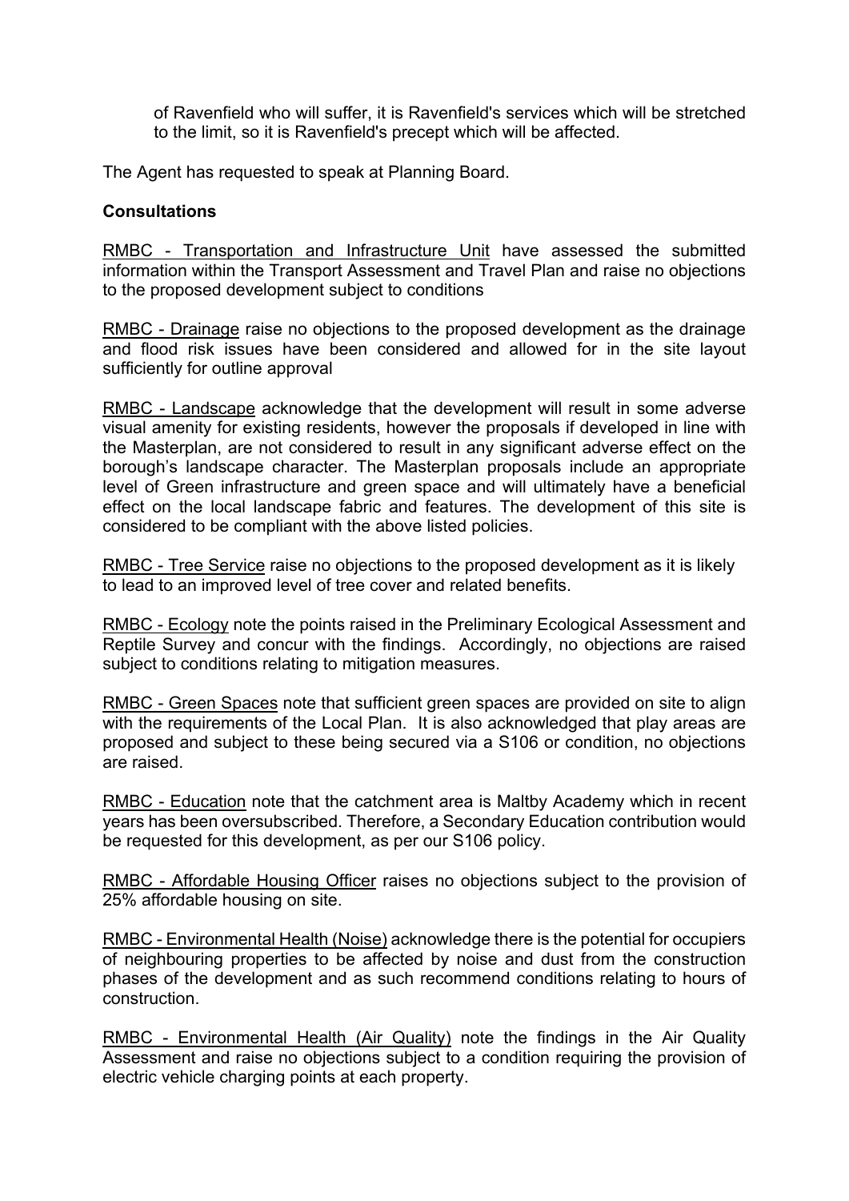> of Ravenfield who will suffer, it is Ravenfield's services which will be stretched to the limit, so it is Ravenfield's precept which will be affected.

The Agent has requested to speak at Planning Board.

**Consultations**

RMBC - Transportation and Infrastructure Unit have assessed the submitted information within the Transport Assessment and Travel Plan and raise no objections to the proposed development subject to conditions

RMBC - Drainage raise no objections to the proposed development as the drainage and flood risk issues have been considered and allowed for in the site layout sufficiently for outline approval

RMBC - Landscape acknowledge that the development will result in some adverse visual amenity for existing residents, however the proposals if developed in line with the Masterplan, are not considered to result in any significant adverse effect on the borough's landscape character. The Masterplan proposals include an appropriate level of Green infrastructure and green space and will ultimately have a beneficial effect on the local landscape fabric and features. The development of this site is considered to be compliant with the above listed policies.

RMBC - Tree Service raise no objections to the proposed development as it is likely to lead to an improved level of tree cover and related benefits.

RMBC - Ecology note the points raised in the Preliminary Ecological Assessment and Reptile Survey and concur with the findings. Accordingly, no objections are raised subject to conditions relating to mitigation measures.

RMBC - Green Spaces note that sufficient green spaces are provided on site to align with the requirements of the Local Plan. It is also acknowledged that play areas are proposed and subject to these being secured via a S106 or condition, no objections are raised.

RMBC - Education note that the catchment area is Maltby Academy which in recent years has been oversubscribed. Therefore, a Secondary Education contribution would be requested for this development, as per our S106 policy.

RMBC - Affordable Housing Officer raises no objections subject to the provision of 25% affordable housing on site.

RMBC - Environmental Health (Noise) acknowledge there is the potential for occupiers of neighbouring properties to be affected by noise and dust from the construction phases of the development and as such recommend conditions relating to hours of construction.

RMBC - Environmental Health (Air Quality) note the findings in the Air Quality Assessment and raise no objections subject to a condition requiring the provision of electric vehicle charging points at each property.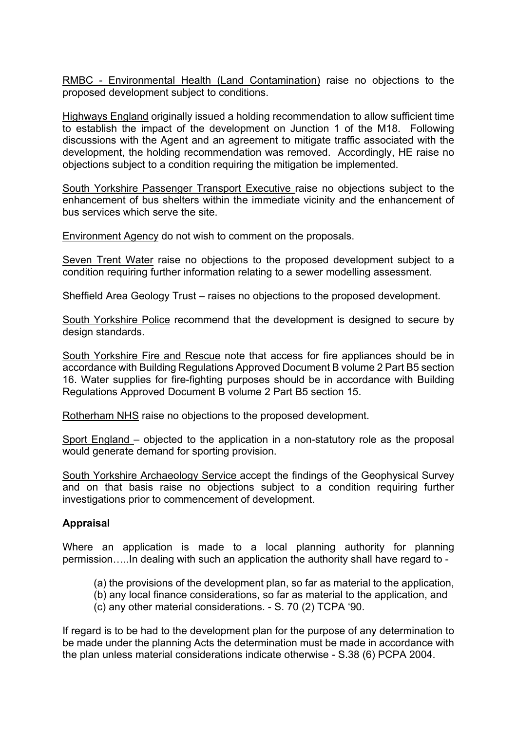RMBC - Environmental Health (Land Contamination) raise no objections to the proposed development subject to conditions.

Highways England originally issued a holding recommendation to allow sufficient time to establish the impact of the development on Junction 1 of the M18. Following discussions with the Agent and an agreement to mitigate traffic associated with the development, the holding recommendation was removed. Accordingly, HE raise no objections subject to a condition requiring the mitigation be implemented.

South Yorkshire Passenger Transport Executive raise no objections subject to the enhancement of bus shelters within the immediate vicinity and the enhancement of bus services which serve the site.

Environment Agency do not wish to comment on the proposals.

Seven Trent Water raise no objections to the proposed development subject to a condition requiring further information relating to a sewer modelling assessment.

Sheffield Area Geology Trust – raises no objections to the proposed development.

South Yorkshire Police recommend that the development is designed to secure by design standards.

South Yorkshire Fire and Rescue note that access for fire appliances should be in accordance with Building Regulations Approved Document B volume 2 Part B5 section 16. Water supplies for fire-fighting purposes should be in accordance with Building Regulations Approved Document B volume 2 Part B5 section 15.

Rotherham NHS raise no objections to the proposed development.

Sport England – objected to the application in a non-statutory role as the proposal would generate demand for sporting provision.

South Yorkshire Archaeology Service accept the findings of the Geophysical Survey and on that basis raise no objections subject to a condition requiring further investigations prior to commencement of development.

**Appraisal**

Where an application is made to a local planning authority for planning permission…..In dealing with such an application the authority shall have regard to -

(a) the provisions of the development plan, so far as material to the application,
(b) any local finance considerations, so far as material to the application, and
(c) any other material considerations. - S. 70 (2) TCPA '90.

If regard is to be had to the development plan for the purpose of any determination to be made under the planning Acts the determination must be made in accordance with the plan unless material considerations indicate otherwise - S.38 (6) PCPA 2004.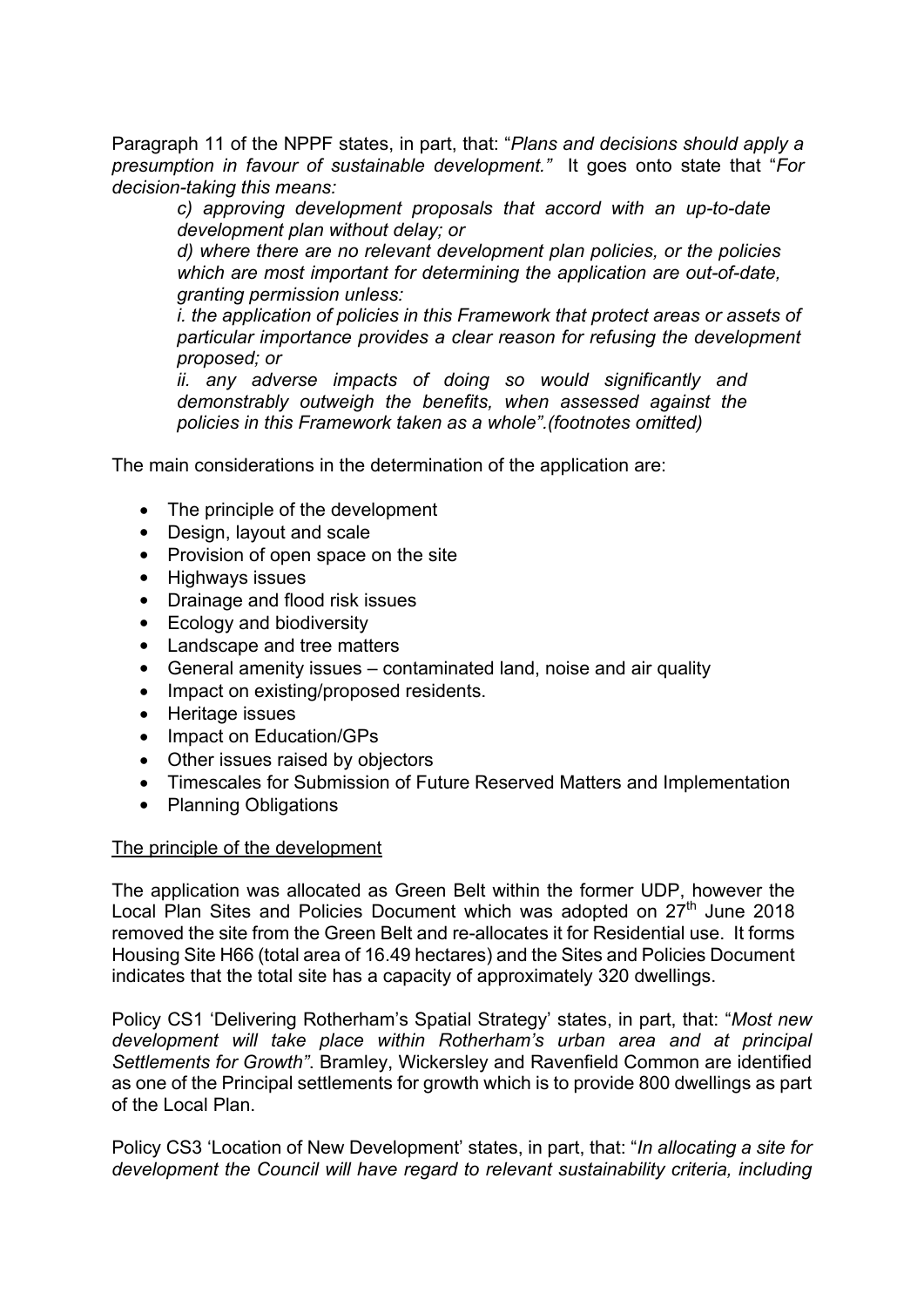Paragraph 11 of the NPPF states, in part, that: "*Plans and decisions should apply a presumption in favour of sustainable development.*" It goes onto state that "*For decision-taking this means:*

> *c) approving development proposals that accord with an up-to-date development plan without delay; or*
>
> *d) where there are no relevant development plan policies, or the policies which are most important for determining the application are out-of-date, granting permission unless:*
>
> *i. the application of policies in this Framework that protect areas or assets of particular importance provides a clear reason for refusing the development proposed; or*
>
> *ii. any adverse impacts of doing so would significantly and demonstrably outweigh the benefits, when assessed against the policies in this Framework taken as a whole".(footnotes omitted)*

The main considerations in the determination of the application are:

- The principle of the development
- Design, layout and scale
- Provision of open space on the site
- Highways issues
- Drainage and flood risk issues
- Ecology and biodiversity
- Landscape and tree matters
- General amenity issues – contaminated land, noise and air quality
- Impact on existing/proposed residents.
- Heritage issues
- Impact on Education/GPs
- Other issues raised by objectors
- Timescales for Submission of Future Reserved Matters and Implementation
- Planning Obligations

<u>The principle of the development</u>

The application was allocated as Green Belt within the former UDP, however the Local Plan Sites and Policies Document which was adopted on 27th June 2018 removed the site from the Green Belt and re-allocates it for Residential use. It forms Housing Site H66 (total area of 16.49 hectares) and the Sites and Policies Document indicates that the total site has a capacity of approximately 320 dwellings.

Policy CS1 'Delivering Rotherham's Spatial Strategy' states, in part, that: "*Most new development will take place within Rotherham's urban area and at principal Settlements for Growth"*. Bramley, Wickersley and Ravenfield Common are identified as one of the Principal settlements for growth which is to provide 800 dwellings as part of the Local Plan.

Policy CS3 'Location of New Development' states, in part, that: "*In allocating a site for development the Council will have regard to relevant sustainability criteria, including*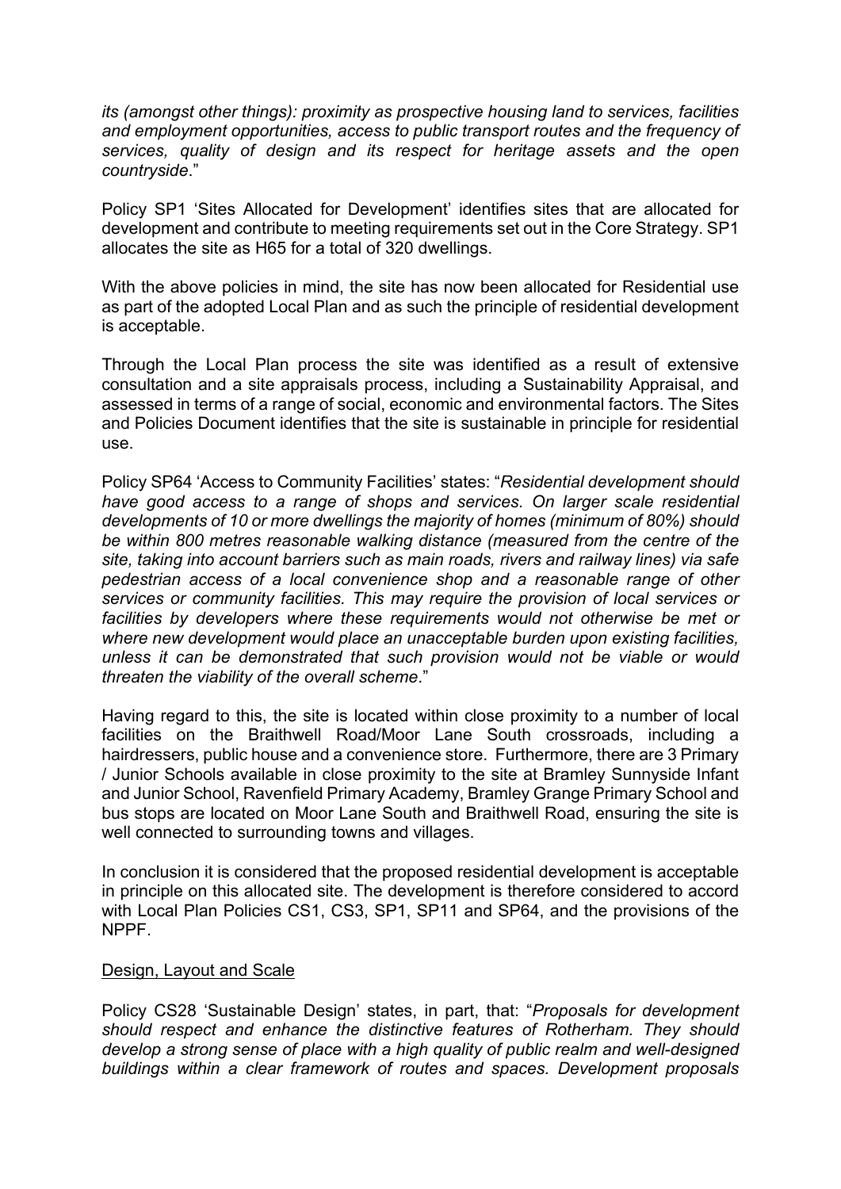*its (amongst other things): proximity as prospective housing land to services, facilities and employment opportunities, access to public transport routes and the frequency of services, quality of design and its respect for heritage assets and the open countryside*."

Policy SP1 'Sites Allocated for Development' identifies sites that are allocated for development and contribute to meeting requirements set out in the Core Strategy. SP1 allocates the site as H65 for a total of 320 dwellings.

With the above policies in mind, the site has now been allocated for Residential use as part of the adopted Local Plan and as such the principle of residential development is acceptable.

Through the Local Plan process the site was identified as a result of extensive consultation and a site appraisals process, including a Sustainability Appraisal, and assessed in terms of a range of social, economic and environmental factors. The Sites and Policies Document identifies that the site is sustainable in principle for residential use.

Policy SP64 'Access to Community Facilities' states: "*Residential development should have good access to a range of shops and services. On larger scale residential developments of 10 or more dwellings the majority of homes (minimum of 80%) should be within 800 metres reasonable walking distance (measured from the centre of the site, taking into account barriers such as main roads, rivers and railway lines) via safe pedestrian access of a local convenience shop and a reasonable range of other services or community facilities. This may require the provision of local services or facilities by developers where these requirements would not otherwise be met or where new development would place an unacceptable burden upon existing facilities, unless it can be demonstrated that such provision would not be viable or would threaten the viability of the overall scheme*."

Having regard to this, the site is located within close proximity to a number of local facilities on the Braithwell Road/Moor Lane South crossroads, including a hairdressers, public house and a convenience store. Furthermore, there are 3 Primary / Junior Schools available in close proximity to the site at Bramley Sunnyside Infant and Junior School, Ravenfield Primary Academy, Bramley Grange Primary School and bus stops are located on Moor Lane South and Braithwell Road, ensuring the site is well connected to surrounding towns and villages.

In conclusion it is considered that the proposed residential development is acceptable in principle on this allocated site. The development is therefore considered to accord with Local Plan Policies CS1, CS3, SP1, SP11 and SP64, and the provisions of the NPPF.

Design, Layout and Scale

Policy CS28 'Sustainable Design' states, in part, that: "*Proposals for development should respect and enhance the distinctive features of Rotherham. They should develop a strong sense of place with a high quality of public realm and well-designed buildings within a clear framework of routes and spaces. Development proposals*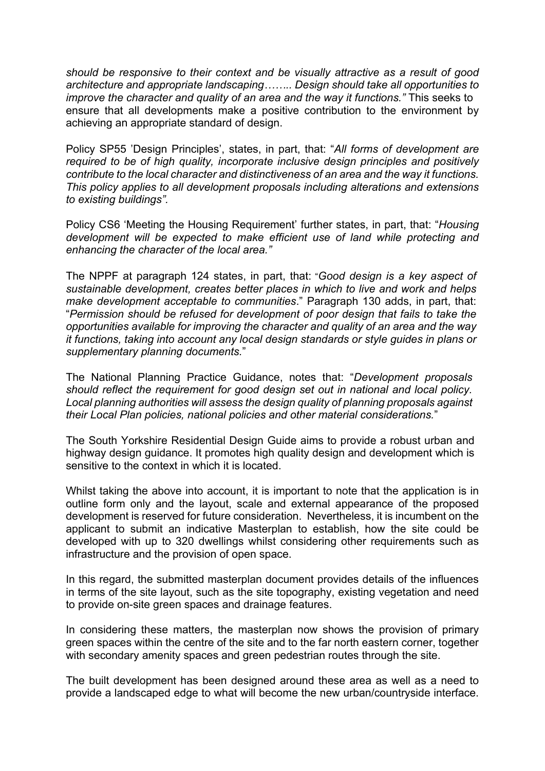*should be responsive to their context and be visually attractive as a result of good architecture and appropriate landscaping…….. Design should take all opportunities to improve the character and quality of an area and the way it functions."* This seeks to ensure that all developments make a positive contribution to the environment by achieving an appropriate standard of design.

Policy SP55 'Design Principles', states, in part, that: "*All forms of development are required to be of high quality, incorporate inclusive design principles and positively contribute to the local character and distinctiveness of an area and the way it functions. This policy applies to all development proposals including alterations and extensions to existing buildings".*

Policy CS6 'Meeting the Housing Requirement' further states, in part, that: "*Housing development will be expected to make efficient use of land while protecting and enhancing the character of the local area."*

The NPPF at paragraph 124 states, in part, that: "*Good design is a key aspect of sustainable development, creates better places in which to live and work and helps make development acceptable to communities*." Paragraph 130 adds, in part, that: "*Permission should be refused for development of poor design that fails to take the opportunities available for improving the character and quality of an area and the way it functions, taking into account any local design standards or style guides in plans or supplementary planning documents.*"

The National Planning Practice Guidance, notes that: "*Development proposals should reflect the requirement for good design set out in national and local policy. Local planning authorities will assess the design quality of planning proposals against their Local Plan policies, national policies and other material considerations.*"

The South Yorkshire Residential Design Guide aims to provide a robust urban and highway design guidance. It promotes high quality design and development which is sensitive to the context in which it is located.

Whilst taking the above into account, it is important to note that the application is in outline form only and the layout, scale and external appearance of the proposed development is reserved for future consideration. Nevertheless, it is incumbent on the applicant to submit an indicative Masterplan to establish, how the site could be developed with up to 320 dwellings whilst considering other requirements such as infrastructure and the provision of open space.

In this regard, the submitted masterplan document provides details of the influences in terms of the site layout, such as the site topography, existing vegetation and need to provide on-site green spaces and drainage features.

In considering these matters, the masterplan now shows the provision of primary green spaces within the centre of the site and to the far north eastern corner, together with secondary amenity spaces and green pedestrian routes through the site.

The built development has been designed around these area as well as a need to provide a landscaped edge to what will become the new urban/countryside interface.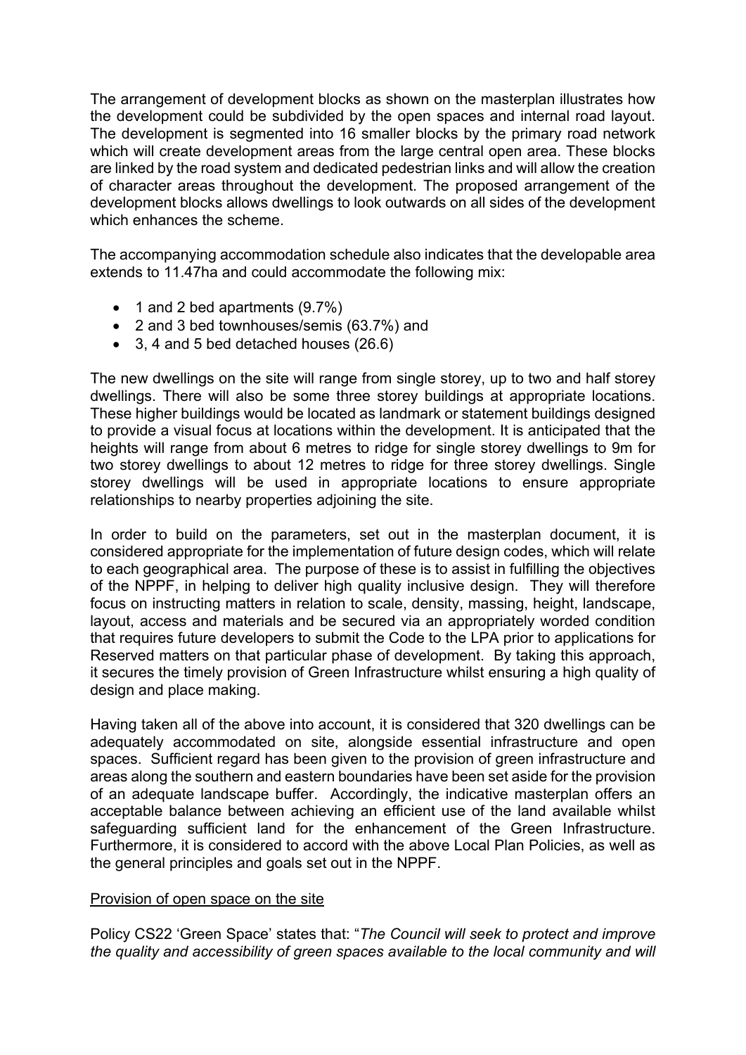The arrangement of development blocks as shown on the masterplan illustrates how the development could be subdivided by the open spaces and internal road layout. The development is segmented into 16 smaller blocks by the primary road network which will create development areas from the large central open area. These blocks are linked by the road system and dedicated pedestrian links and will allow the creation of character areas throughout the development. The proposed arrangement of the development blocks allows dwellings to look outwards on all sides of the development which enhances the scheme.

The accompanying accommodation schedule also indicates that the developable area extends to 11.47ha and could accommodate the following mix:

- 1 and 2 bed apartments (9.7%)
- 2 and 3 bed townhouses/semis (63.7%) and
- 3, 4 and 5 bed detached houses (26.6)

The new dwellings on the site will range from single storey, up to two and half storey dwellings. There will also be some three storey buildings at appropriate locations. These higher buildings would be located as landmark or statement buildings designed to provide a visual focus at locations within the development. It is anticipated that the heights will range from about 6 metres to ridge for single storey dwellings to 9m for two storey dwellings to about 12 metres to ridge for three storey dwellings. Single storey dwellings will be used in appropriate locations to ensure appropriate relationships to nearby properties adjoining the site.

In order to build on the parameters, set out in the masterplan document, it is considered appropriate for the implementation of future design codes, which will relate to each geographical area. The purpose of these is to assist in fulfilling the objectives of the NPPF, in helping to deliver high quality inclusive design. They will therefore focus on instructing matters in relation to scale, density, massing, height, landscape, layout, access and materials and be secured via an appropriately worded condition that requires future developers to submit the Code to the LPA prior to applications for Reserved matters on that particular phase of development. By taking this approach, it secures the timely provision of Green Infrastructure whilst ensuring a high quality of design and place making.

Having taken all of the above into account, it is considered that 320 dwellings can be adequately accommodated on site, alongside essential infrastructure and open spaces. Sufficient regard has been given to the provision of green infrastructure and areas along the southern and eastern boundaries have been set aside for the provision of an adequate landscape buffer. Accordingly, the indicative masterplan offers an acceptable balance between achieving an efficient use of the land available whilst safeguarding sufficient land for the enhancement of the Green Infrastructure. Furthermore, it is considered to accord with the above Local Plan Policies, as well as the general principles and goals set out in the NPPF.

Provision of open space on the site

Policy CS22 'Green Space' states that: "*The Council will seek to protect and improve the quality and accessibility of green spaces available to the local community and will*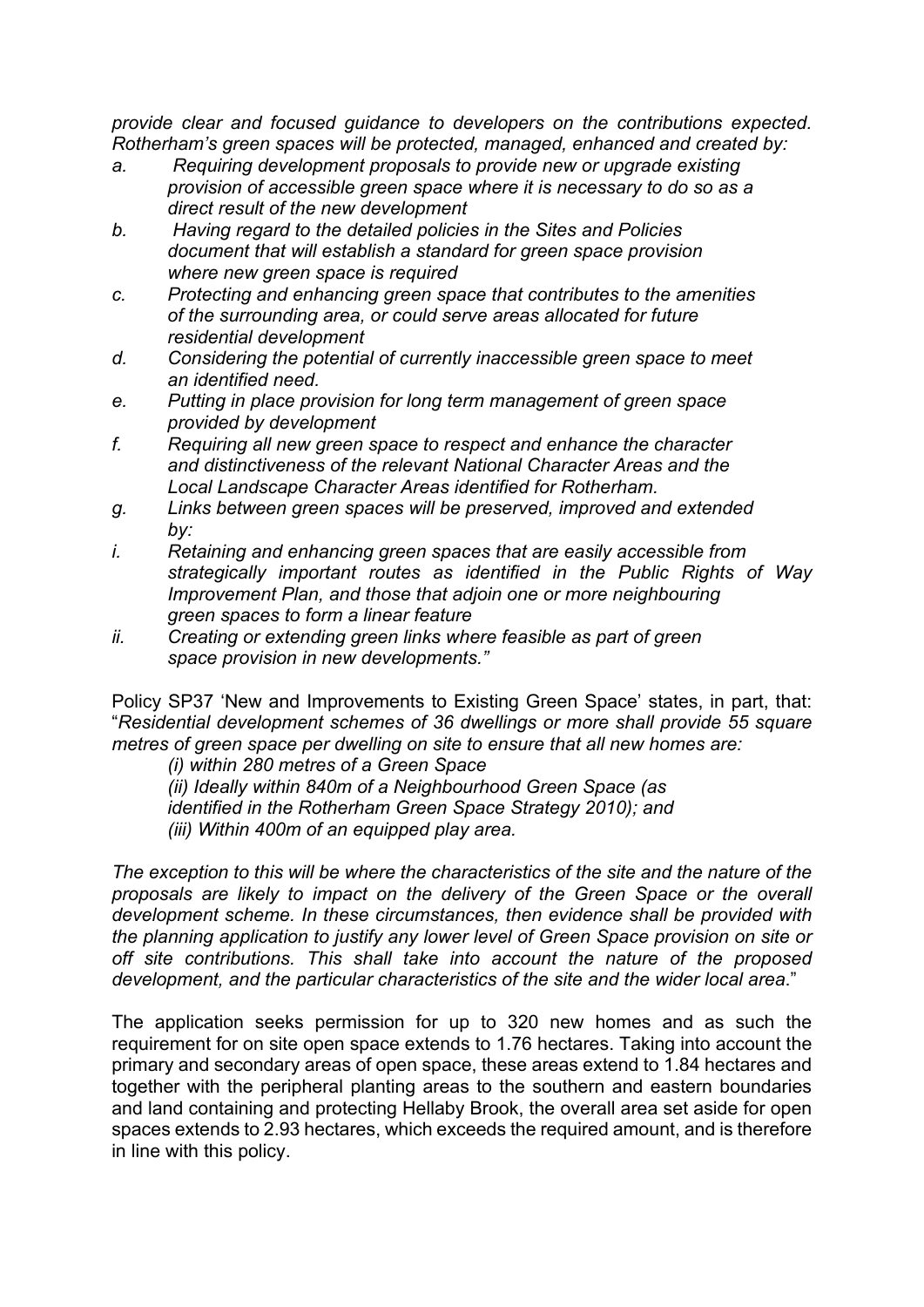*provide clear and focused guidance to developers on the contributions expected. Rotherham's green spaces will be protected, managed, enhanced and created by:*

*a. Requiring development proposals to provide new or upgrade existing provision of accessible green space where it is necessary to do so as a direct result of the new development*

*b. Having regard to the detailed policies in the Sites and Policies document that will establish a standard for green space provision where new green space is required*

*c. Protecting and enhancing green space that contributes to the amenities of the surrounding area, or could serve areas allocated for future residential development*

*d. Considering the potential of currently inaccessible green space to meet an identified need.*

*e. Putting in place provision for long term management of green space provided by development*

*f. Requiring all new green space to respect and enhance the character and distinctiveness of the relevant National Character Areas and the Local Landscape Character Areas identified for Rotherham.*

*g. Links between green spaces will be preserved, improved and extended by:*

*i. Retaining and enhancing green spaces that are easily accessible from strategically important routes as identified in the Public Rights of Way Improvement Plan, and those that adjoin one or more neighbouring green spaces to form a linear feature*

*ii. Creating or extending green links where feasible as part of green space provision in new developments."*

Policy SP37 'New and Improvements to Existing Green Space' states, in part, that: "*Residential development schemes of 36 dwellings or more shall provide 55 square metres of green space per dwelling on site to ensure that all new homes are:*

*(i) within 280 metres of a Green Space*
*(ii) Ideally within 840m of a Neighbourhood Green Space (as identified in the Rotherham Green Space Strategy 2010); and*
*(iii) Within 400m of an equipped play area.*

*The exception to this will be where the characteristics of the site and the nature of the proposals are likely to impact on the delivery of the Green Space or the overall development scheme. In these circumstances, then evidence shall be provided with the planning application to justify any lower level of Green Space provision on site or off site contributions. This shall take into account the nature of the proposed development, and the particular characteristics of the site and the wider local area*."

The application seeks permission for up to 320 new homes and as such the requirement for on site open space extends to 1.76 hectares. Taking into account the primary and secondary areas of open space, these areas extend to 1.84 hectares and together with the peripheral planting areas to the southern and eastern boundaries and land containing and protecting Hellaby Brook, the overall area set aside for open spaces extends to 2.93 hectares, which exceeds the required amount, and is therefore in line with this policy.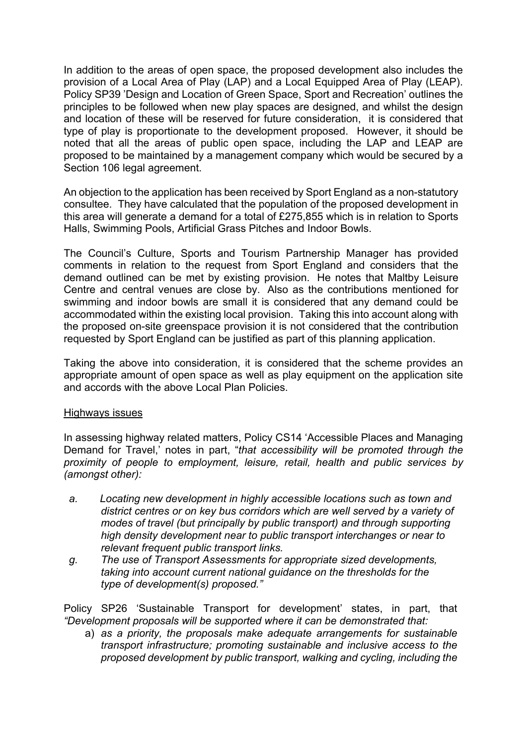In addition to the areas of open space, the proposed development also includes the provision of a Local Area of Play (LAP) and a Local Equipped Area of Play (LEAP). Policy SP39 'Design and Location of Green Space, Sport and Recreation' outlines the principles to be followed when new play spaces are designed, and whilst the design and location of these will be reserved for future consideration, it is considered that type of play is proportionate to the development proposed. However, it should be noted that all the areas of public open space, including the LAP and LEAP are proposed to be maintained by a management company which would be secured by a Section 106 legal agreement.

An objection to the application has been received by Sport England as a non-statutory consultee. They have calculated that the population of the proposed development in this area will generate a demand for a total of £275,855 which is in relation to Sports Halls, Swimming Pools, Artificial Grass Pitches and Indoor Bowls.

The Council's Culture, Sports and Tourism Partnership Manager has provided comments in relation to the request from Sport England and considers that the demand outlined can be met by existing provision. He notes that Maltby Leisure Centre and central venues are close by. Also as the contributions mentioned for swimming and indoor bowls are small it is considered that any demand could be accommodated within the existing local provision. Taking this into account along with the proposed on-site greenspace provision it is not considered that the contribution requested by Sport England can be justified as part of this planning application.

Taking the above into consideration, it is considered that the scheme provides an appropriate amount of open space as well as play equipment on the application site and accords with the above Local Plan Policies.

<u>Highways issues</u>

In assessing highway related matters, Policy CS14 'Accessible Places and Managing Demand for Travel,' notes in part, "*that accessibility will be promoted through the proximity of people to employment, leisure, retail, health and public services by (amongst other):*

- *a. Locating new development in highly accessible locations such as town and district centres or on key bus corridors which are well served by a variety of modes of travel (but principally by public transport) and through supporting high density development near to public transport interchanges or near to relevant frequent public transport links.*
- *g. The use of Transport Assessments for appropriate sized developments, taking into account current national guidance on the thresholds for the type of development(s) proposed."*

Policy SP26 'Sustainable Transport for development' states, in part, that *"Development proposals will be supported where it can be demonstrated that:*

a) *as a priority, the proposals make adequate arrangements for sustainable transport infrastructure; promoting sustainable and inclusive access to the proposed development by public transport, walking and cycling, including the*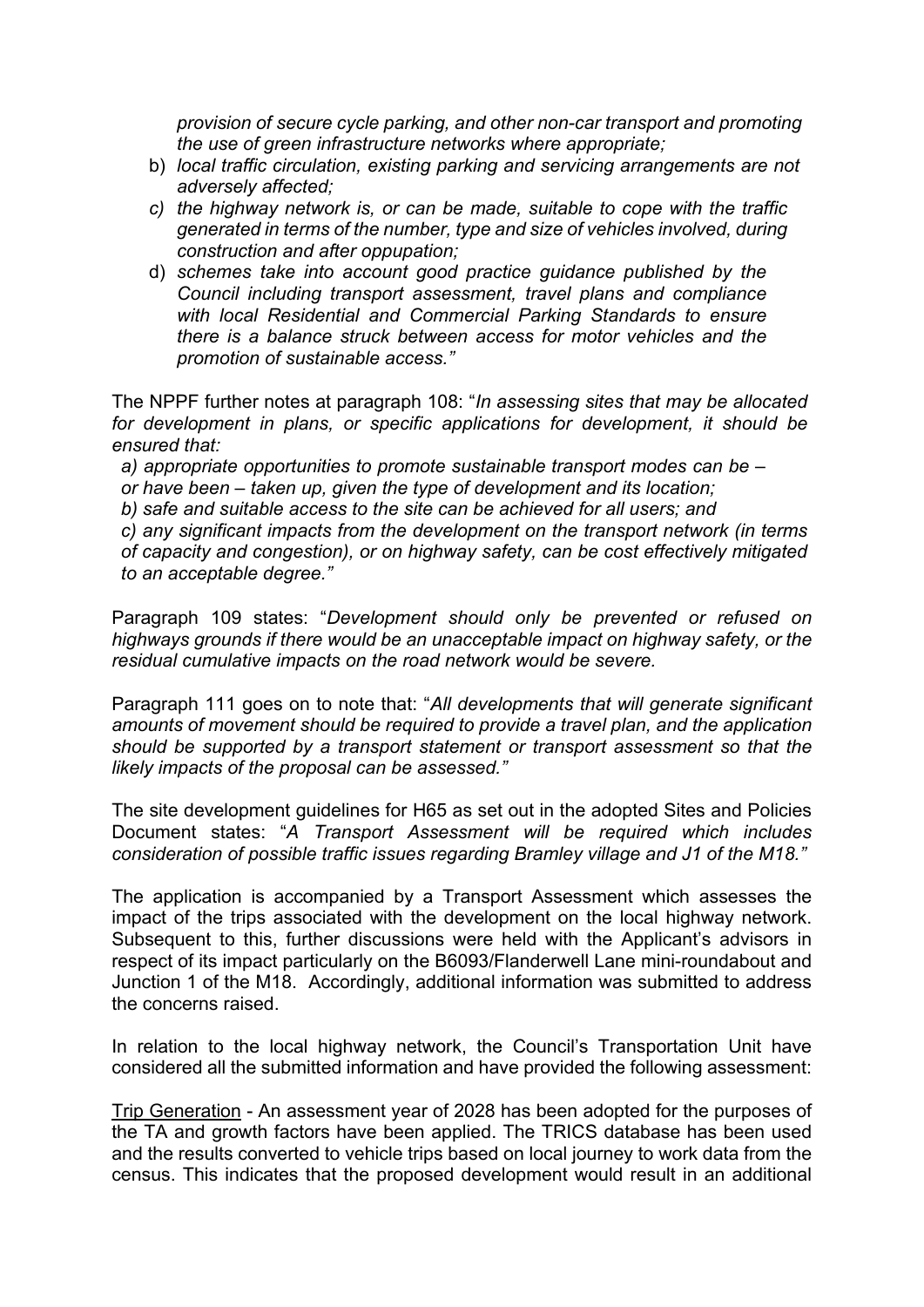*provision of secure cycle parking, and other non-car transport and promoting the use of green infrastructure networks where appropriate;*

b) *local traffic circulation, existing parking and servicing arrangements are not adversely affected;*

c) *the highway network is, or can be made, suitable to cope with the traffic generated in terms of the number, type and size of vehicles involved, during construction and after oppupation;*

d) *schemes take into account good practice guidance published by the Council including transport assessment, travel plans and compliance with local Residential and Commercial Parking Standards to ensure there is a balance struck between access for motor vehicles and the promotion of sustainable access."*

The NPPF further notes at paragraph 108: "*In assessing sites that may be allocated for development in plans, or specific applications for development, it should be ensured that:*

*a) appropriate opportunities to promote sustainable transport modes can be – or have been – taken up, given the type of development and its location;*

*b) safe and suitable access to the site can be achieved for all users; and*

*c) any significant impacts from the development on the transport network (in terms of capacity and congestion), or on highway safety, can be cost effectively mitigated to an acceptable degree."*

Paragraph 109 states: "*Development should only be prevented or refused on highways grounds if there would be an unacceptable impact on highway safety, or the residual cumulative impacts on the road network would be severe.*

Paragraph 111 goes on to note that: "*All developments that will generate significant amounts of movement should be required to provide a travel plan, and the application should be supported by a transport statement or transport assessment so that the likely impacts of the proposal can be assessed."*

The site development guidelines for H65 as set out in the adopted Sites and Policies Document states: "*A Transport Assessment will be required which includes consideration of possible traffic issues regarding Bramley village and J1 of the M18."*

The application is accompanied by a Transport Assessment which assesses the impact of the trips associated with the development on the local highway network. Subsequent to this, further discussions were held with the Applicant's advisors in respect of its impact particularly on the B6093/Flanderwell Lane mini-roundabout and Junction 1 of the M18. Accordingly, additional information was submitted to address the concerns raised.

In relation to the local highway network, the Council's Transportation Unit have considered all the submitted information and have provided the following assessment:

Trip Generation - An assessment year of 2028 has been adopted for the purposes of the TA and growth factors have been applied. The TRICS database has been used and the results converted to vehicle trips based on local journey to work data from the census. This indicates that the proposed development would result in an additional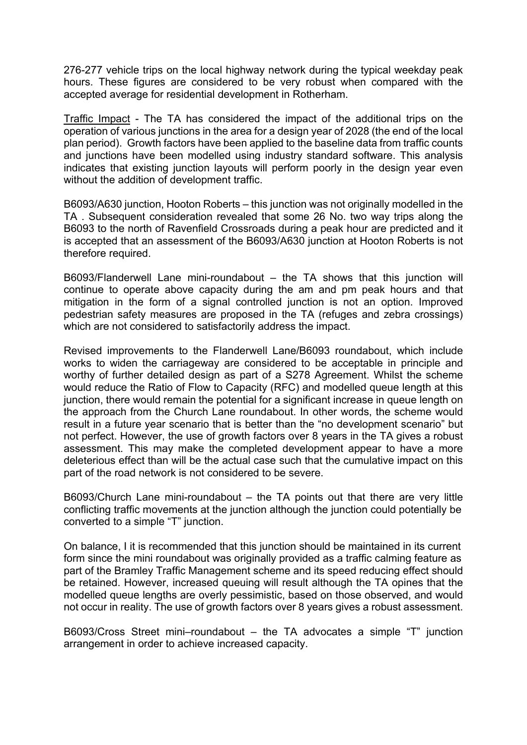276-277 vehicle trips on the local highway network during the typical weekday peak hours. These figures are considered to be very robust when compared with the accepted average for residential development in Rotherham.

Traffic Impact - The TA has considered the impact of the additional trips on the operation of various junctions in the area for a design year of 2028 (the end of the local plan period). Growth factors have been applied to the baseline data from traffic counts and junctions have been modelled using industry standard software. This analysis indicates that existing junction layouts will perform poorly in the design year even without the addition of development traffic.

B6093/A630 junction, Hooton Roberts – this junction was not originally modelled in the TA . Subsequent consideration revealed that some 26 No. two way trips along the B6093 to the north of Ravenfield Crossroads during a peak hour are predicted and it is accepted that an assessment of the B6093/A630 junction at Hooton Roberts is not therefore required.

B6093/Flanderwell Lane mini-roundabout – the TA shows that this junction will continue to operate above capacity during the am and pm peak hours and that mitigation in the form of a signal controlled junction is not an option. Improved pedestrian safety measures are proposed in the TA (refuges and zebra crossings) which are not considered to satisfactorily address the impact.

Revised improvements to the Flanderwell Lane/B6093 roundabout, which include works to widen the carriageway are considered to be acceptable in principle and worthy of further detailed design as part of a S278 Agreement. Whilst the scheme would reduce the Ratio of Flow to Capacity (RFC) and modelled queue length at this junction, there would remain the potential for a significant increase in queue length on the approach from the Church Lane roundabout. In other words, the scheme would result in a future year scenario that is better than the "no development scenario" but not perfect. However, the use of growth factors over 8 years in the TA gives a robust assessment. This may make the completed development appear to have a more deleterious effect than will be the actual case such that the cumulative impact on this part of the road network is not considered to be severe.

B6093/Church Lane mini-roundabout – the TA points out that there are very little conflicting traffic movements at the junction although the junction could potentially be converted to a simple "T" junction.

On balance, I it is recommended that this junction should be maintained in its current form since the mini roundabout was originally provided as a traffic calming feature as part of the Bramley Traffic Management scheme and its speed reducing effect should be retained. However, increased queuing will result although the TA opines that the modelled queue lengths are overly pessimistic, based on those observed, and would not occur in reality. The use of growth factors over 8 years gives a robust assessment.

B6093/Cross Street mini–roundabout – the TA advocates a simple "T" junction arrangement in order to achieve increased capacity.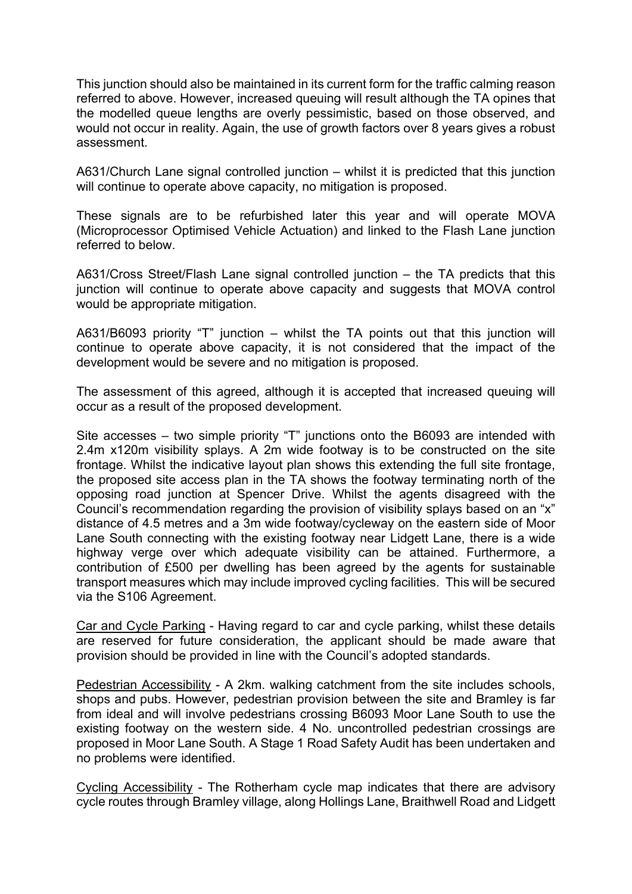This junction should also be maintained in its current form for the traffic calming reason referred to above. However, increased queuing will result although the TA opines that the modelled queue lengths are overly pessimistic, based on those observed, and would not occur in reality. Again, the use of growth factors over 8 years gives a robust assessment.

A631/Church Lane signal controlled junction – whilst it is predicted that this junction will continue to operate above capacity, no mitigation is proposed.

These signals are to be refurbished later this year and will operate MOVA (Microprocessor Optimised Vehicle Actuation) and linked to the Flash Lane junction referred to below.

A631/Cross Street/Flash Lane signal controlled junction – the TA predicts that this junction will continue to operate above capacity and suggests that MOVA control would be appropriate mitigation.

A631/B6093 priority "T" junction – whilst the TA points out that this junction will continue to operate above capacity, it is not considered that the impact of the development would be severe and no mitigation is proposed.

The assessment of this agreed, although it is accepted that increased queuing will occur as a result of the proposed development.

Site accesses – two simple priority "T" junctions onto the B6093 are intended with 2.4m x120m visibility splays. A 2m wide footway is to be constructed on the site frontage. Whilst the indicative layout plan shows this extending the full site frontage, the proposed site access plan in the TA shows the footway terminating north of the opposing road junction at Spencer Drive. Whilst the agents disagreed with the Council's recommendation regarding the provision of visibility splays based on an "x" distance of 4.5 metres and a 3m wide footway/cycleway on the eastern side of Moor Lane South connecting with the existing footway near Lidgett Lane, there is a wide highway verge over which adequate visibility can be attained. Furthermore, a contribution of £500 per dwelling has been agreed by the agents for sustainable transport measures which may include improved cycling facilities. This will be secured via the S106 Agreement.

Car and Cycle Parking - Having regard to car and cycle parking, whilst these details are reserved for future consideration, the applicant should be made aware that provision should be provided in line with the Council's adopted standards.

Pedestrian Accessibility - A 2km. walking catchment from the site includes schools, shops and pubs. However, pedestrian provision between the site and Bramley is far from ideal and will involve pedestrians crossing B6093 Moor Lane South to use the existing footway on the western side. 4 No. uncontrolled pedestrian crossings are proposed in Moor Lane South. A Stage 1 Road Safety Audit has been undertaken and no problems were identified.

Cycling Accessibility - The Rotherham cycle map indicates that there are advisory cycle routes through Bramley village, along Hollings Lane, Braithwell Road and Lidgett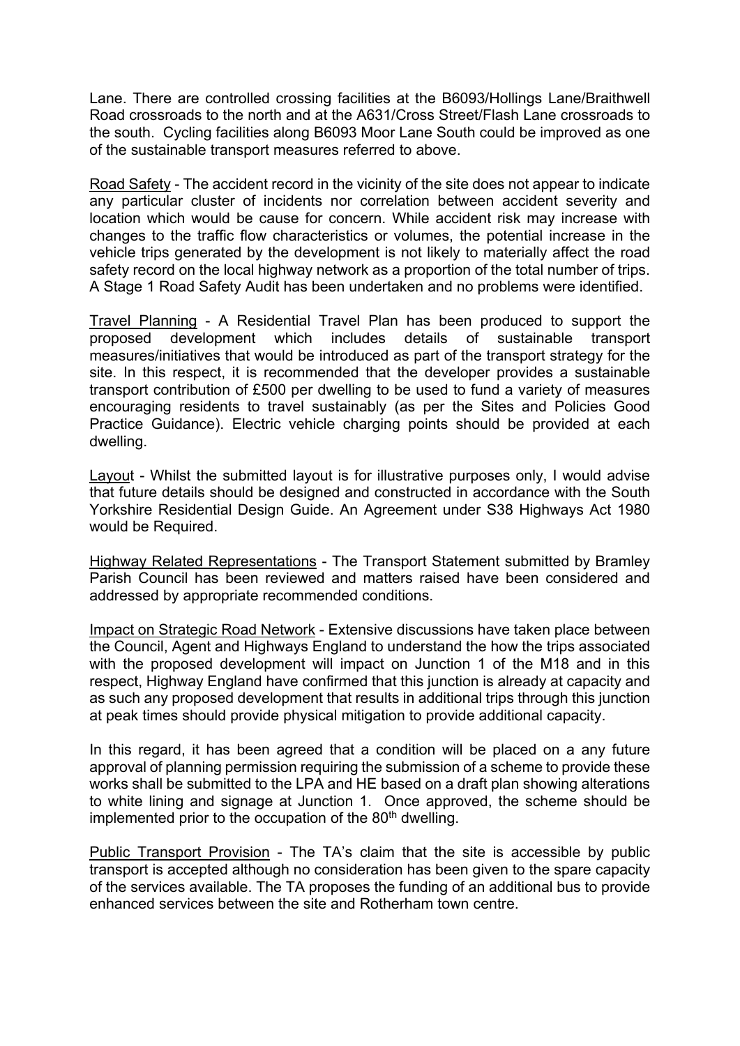Lane. There are controlled crossing facilities at the B6093/Hollings Lane/Braithwell Road crossroads to the north and at the A631/Cross Street/Flash Lane crossroads to the south. Cycling facilities along B6093 Moor Lane South could be improved as one of the sustainable transport measures referred to above.

Road Safety - The accident record in the vicinity of the site does not appear to indicate any particular cluster of incidents nor correlation between accident severity and location which would be cause for concern. While accident risk may increase with changes to the traffic flow characteristics or volumes, the potential increase in the vehicle trips generated by the development is not likely to materially affect the road safety record on the local highway network as a proportion of the total number of trips. A Stage 1 Road Safety Audit has been undertaken and no problems were identified.

Travel Planning - A Residential Travel Plan has been produced to support the proposed development which includes details of sustainable transport measures/initiatives that would be introduced as part of the transport strategy for the site. In this respect, it is recommended that the developer provides a sustainable transport contribution of £500 per dwelling to be used to fund a variety of measures encouraging residents to travel sustainably (as per the Sites and Policies Good Practice Guidance). Electric vehicle charging points should be provided at each dwelling.

Layout - Whilst the submitted layout is for illustrative purposes only, I would advise that future details should be designed and constructed in accordance with the South Yorkshire Residential Design Guide. An Agreement under S38 Highways Act 1980 would be Required.

Highway Related Representations - The Transport Statement submitted by Bramley Parish Council has been reviewed and matters raised have been considered and addressed by appropriate recommended conditions.

Impact on Strategic Road Network - Extensive discussions have taken place between the Council, Agent and Highways England to understand the how the trips associated with the proposed development will impact on Junction 1 of the M18 and in this respect, Highway England have confirmed that this junction is already at capacity and as such any proposed development that results in additional trips through this junction at peak times should provide physical mitigation to provide additional capacity.

In this regard, it has been agreed that a condition will be placed on a any future approval of planning permission requiring the submission of a scheme to provide these works shall be submitted to the LPA and HE based on a draft plan showing alterations to white lining and signage at Junction 1. Once approved, the scheme should be implemented prior to the occupation of the 80th dwelling.

Public Transport Provision - The TA's claim that the site is accessible by public transport is accepted although no consideration has been given to the spare capacity of the services available. The TA proposes the funding of an additional bus to provide enhanced services between the site and Rotherham town centre.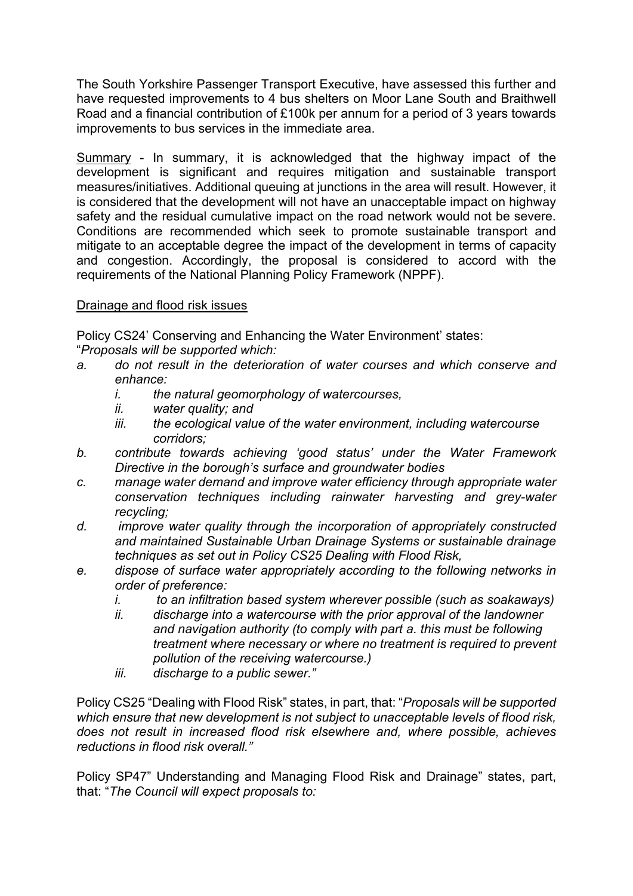The South Yorkshire Passenger Transport Executive, have assessed this further and have requested improvements to 4 bus shelters on Moor Lane South and Braithwell Road and a financial contribution of £100k per annum for a period of 3 years towards improvements to bus services in the immediate area.

Summary - In summary, it is acknowledged that the highway impact of the development is significant and requires mitigation and sustainable transport measures/initiatives. Additional queuing at junctions in the area will result. However, it is considered that the development will not have an unacceptable impact on highway safety and the residual cumulative impact on the road network would not be severe. Conditions are recommended which seek to promote sustainable transport and mitigate to an acceptable degree the impact of the development in terms of capacity and congestion. Accordingly, the proposal is considered to accord with the requirements of the National Planning Policy Framework (NPPF).

Drainage and flood risk issues

Policy CS24' Conserving and Enhancing the Water Environment' states:
"*Proposals will be supported which:*

*a. do not result in the deterioration of water courses and which conserve and enhance:*
   *i. the natural geomorphology of watercourses,*
   *ii. water quality; and*
   *iii. the ecological value of the water environment, including watercourse corridors;*
*b. contribute towards achieving 'good status' under the Water Framework Directive in the borough's surface and groundwater bodies*
*c. manage water demand and improve water efficiency through appropriate water conservation techniques including rainwater harvesting and grey-water recycling;*
*d. improve water quality through the incorporation of appropriately constructed and maintained Sustainable Urban Drainage Systems or sustainable drainage techniques as set out in Policy CS25 Dealing with Flood Risk,*
*e. dispose of surface water appropriately according to the following networks in order of preference:*
   *i. to an infiltration based system wherever possible (such as soakaways)*
   *ii. discharge into a watercourse with the prior approval of the landowner and navigation authority (to comply with part a. this must be following treatment where necessary or where no treatment is required to prevent pollution of the receiving watercourse.)*
   *iii. discharge to a public sewer."*

Policy CS25 "Dealing with Flood Risk" states, in part, that: "*Proposals will be supported which ensure that new development is not subject to unacceptable levels of flood risk, does not result in increased flood risk elsewhere and, where possible, achieves reductions in flood risk overall."*

Policy SP47" Understanding and Managing Flood Risk and Drainage" states, part, that: "*The Council will expect proposals to:*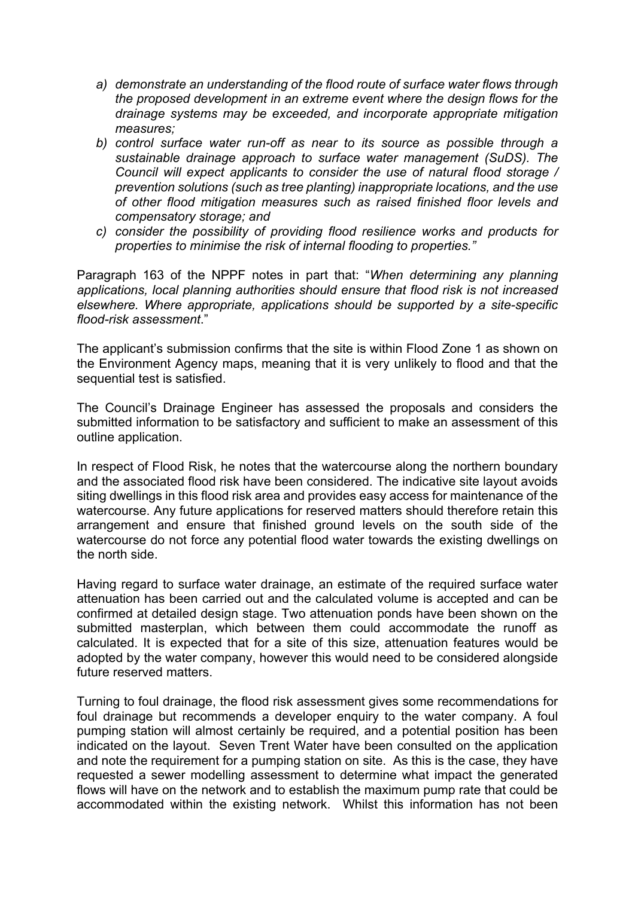- *a) demonstrate an understanding of the flood route of surface water flows through the proposed development in an extreme event where the design flows for the drainage systems may be exceeded, and incorporate appropriate mitigation measures;*
- *b) control surface water run-off as near to its source as possible through a sustainable drainage approach to surface water management (SuDS). The Council will expect applicants to consider the use of natural flood storage / prevention solutions (such as tree planting) inappropriate locations, and the use of other flood mitigation measures such as raised finished floor levels and compensatory storage; and*
- *c) consider the possibility of providing flood resilience works and products for properties to minimise the risk of internal flooding to properties."*

Paragraph 163 of the NPPF notes in part that: "*When determining any planning applications, local planning authorities should ensure that flood risk is not increased elsewhere. Where appropriate, applications should be supported by a site-specific flood-risk assessment*."

The applicant's submission confirms that the site is within Flood Zone 1 as shown on the Environment Agency maps, meaning that it is very unlikely to flood and that the sequential test is satisfied.

The Council's Drainage Engineer has assessed the proposals and considers the submitted information to be satisfactory and sufficient to make an assessment of this outline application.

In respect of Flood Risk, he notes that the watercourse along the northern boundary and the associated flood risk have been considered. The indicative site layout avoids siting dwellings in this flood risk area and provides easy access for maintenance of the watercourse. Any future applications for reserved matters should therefore retain this arrangement and ensure that finished ground levels on the south side of the watercourse do not force any potential flood water towards the existing dwellings on the north side.

Having regard to surface water drainage, an estimate of the required surface water attenuation has been carried out and the calculated volume is accepted and can be confirmed at detailed design stage. Two attenuation ponds have been shown on the submitted masterplan, which between them could accommodate the runoff as calculated. It is expected that for a site of this size, attenuation features would be adopted by the water company, however this would need to be considered alongside future reserved matters.

Turning to foul drainage, the flood risk assessment gives some recommendations for foul drainage but recommends a developer enquiry to the water company. A foul pumping station will almost certainly be required, and a potential position has been indicated on the layout. Seven Trent Water have been consulted on the application and note the requirement for a pumping station on site. As this is the case, they have requested a sewer modelling assessment to determine what impact the generated flows will have on the network and to establish the maximum pump rate that could be accommodated within the existing network. Whilst this information has not been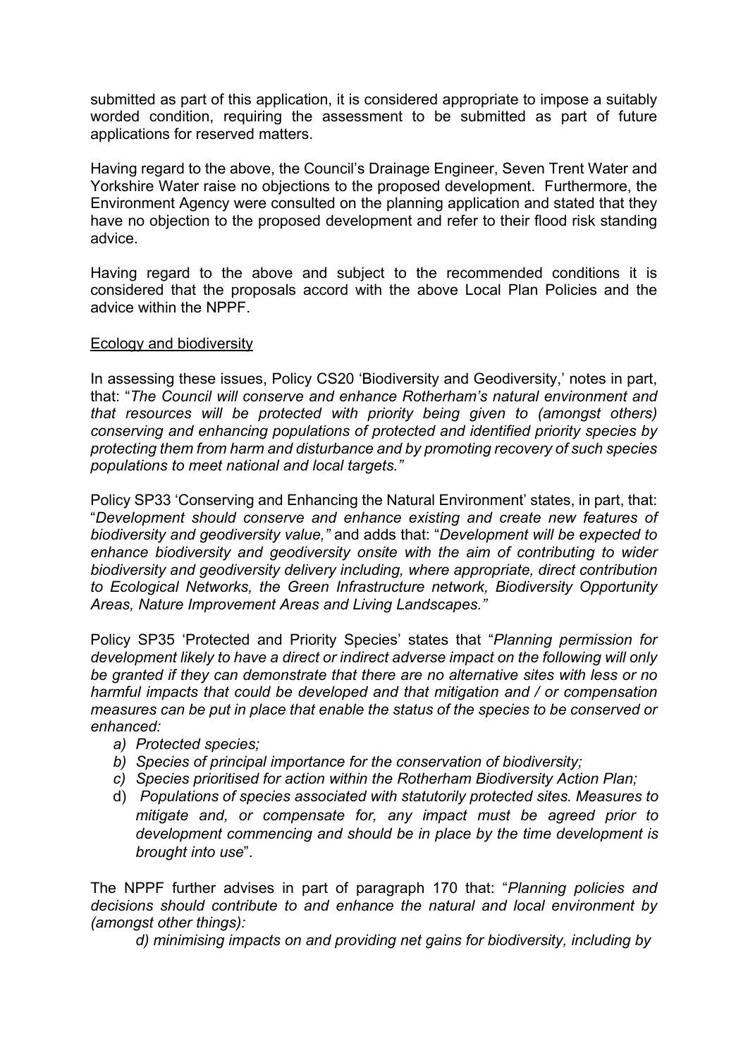submitted as part of this application, it is considered appropriate to impose a suitably worded condition, requiring the assessment to be submitted as part of future applications for reserved matters.

Having regard to the above, the Council's Drainage Engineer, Seven Trent Water and Yorkshire Water raise no objections to the proposed development. Furthermore, the Environment Agency were consulted on the planning application and stated that they have no objection to the proposed development and refer to their flood risk standing advice.

Having regard to the above and subject to the recommended conditions it is considered that the proposals accord with the above Local Plan Policies and the advice within the NPPF.

<u>Ecology and biodiversity</u>

In assessing these issues, Policy CS20 'Biodiversity and Geodiversity,' notes in part, that: "*The Council will conserve and enhance Rotherham's natural environment and that resources will be protected with priority being given to (amongst others) conserving and enhancing populations of protected and identified priority species by protecting them from harm and disturbance and by promoting recovery of such species populations to meet national and local targets."*

Policy SP33 'Conserving and Enhancing the Natural Environment' states, in part, that: "*Development should conserve and enhance existing and create new features of biodiversity and geodiversity value,"* and adds that: "*Development will be expected to enhance biodiversity and geodiversity onsite with the aim of contributing to wider biodiversity and geodiversity delivery including, where appropriate, direct contribution to Ecological Networks, the Green Infrastructure network, Biodiversity Opportunity Areas, Nature Improvement Areas and Living Landscapes."*

Policy SP35 'Protected and Priority Species' states that "*Planning permission for development likely to have a direct or indirect adverse impact on the following will only be granted if they can demonstrate that there are no alternative sites with less or no harmful impacts that could be developed and that mitigation and / or compensation measures can be put in place that enable the status of the species to be conserved or enhanced:*

a) *Protected species;*
b) *Species of principal importance for the conservation of biodiversity;*
c) *Species prioritised for action within the Rotherham Biodiversity Action Plan;*
d) *Populations of species associated with statutorily protected sites. Measures to mitigate and, or compensate for, any impact must be agreed prior to development commencing and should be in place by the time development is brought into use*".

The NPPF further advises in part of paragraph 170 that: "*Planning policies and decisions should contribute to and enhance the natural and local environment by (amongst other things):*

*d) minimising impacts on and providing net gains for biodiversity, including by*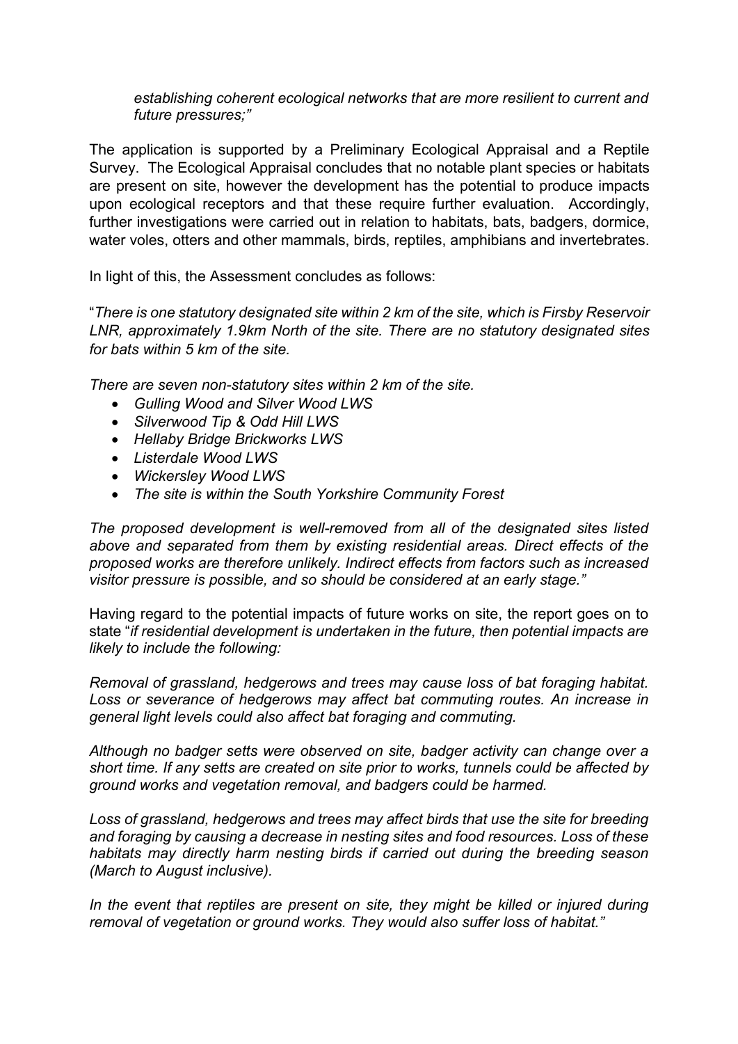*establishing coherent ecological networks that are more resilient to current and future pressures;"*

The application is supported by a Preliminary Ecological Appraisal and a Reptile Survey. The Ecological Appraisal concludes that no notable plant species or habitats are present on site, however the development has the potential to produce impacts upon ecological receptors and that these require further evaluation. Accordingly, further investigations were carried out in relation to habitats, bats, badgers, dormice, water voles, otters and other mammals, birds, reptiles, amphibians and invertebrates.

In light of this, the Assessment concludes as follows:

"*There is one statutory designated site within 2 km of the site, which is Firsby Reservoir LNR, approximately 1.9km North of the site. There are no statutory designated sites for bats within 5 km of the site.*

*There are seven non-statutory sites within 2 km of the site.*

- *Gulling Wood and Silver Wood LWS*
- *Silverwood Tip & Odd Hill LWS*
- *Hellaby Bridge Brickworks LWS*
- *Listerdale Wood LWS*
- *Wickersley Wood LWS*
- *The site is within the South Yorkshire Community Forest*

*The proposed development is well-removed from all of the designated sites listed above and separated from them by existing residential areas. Direct effects of the proposed works are therefore unlikely. Indirect effects from factors such as increased visitor pressure is possible, and so should be considered at an early stage."*

Having regard to the potential impacts of future works on site, the report goes on to state "*if residential development is undertaken in the future, then potential impacts are likely to include the following:*

*Removal of grassland, hedgerows and trees may cause loss of bat foraging habitat. Loss or severance of hedgerows may affect bat commuting routes. An increase in general light levels could also affect bat foraging and commuting.*

*Although no badger setts were observed on site, badger activity can change over a short time. If any setts are created on site prior to works, tunnels could be affected by ground works and vegetation removal, and badgers could be harmed.*

*Loss of grassland, hedgerows and trees may affect birds that use the site for breeding and foraging by causing a decrease in nesting sites and food resources. Loss of these habitats may directly harm nesting birds if carried out during the breeding season (March to August inclusive).*

*In the event that reptiles are present on site, they might be killed or injured during removal of vegetation or ground works. They would also suffer loss of habitat."*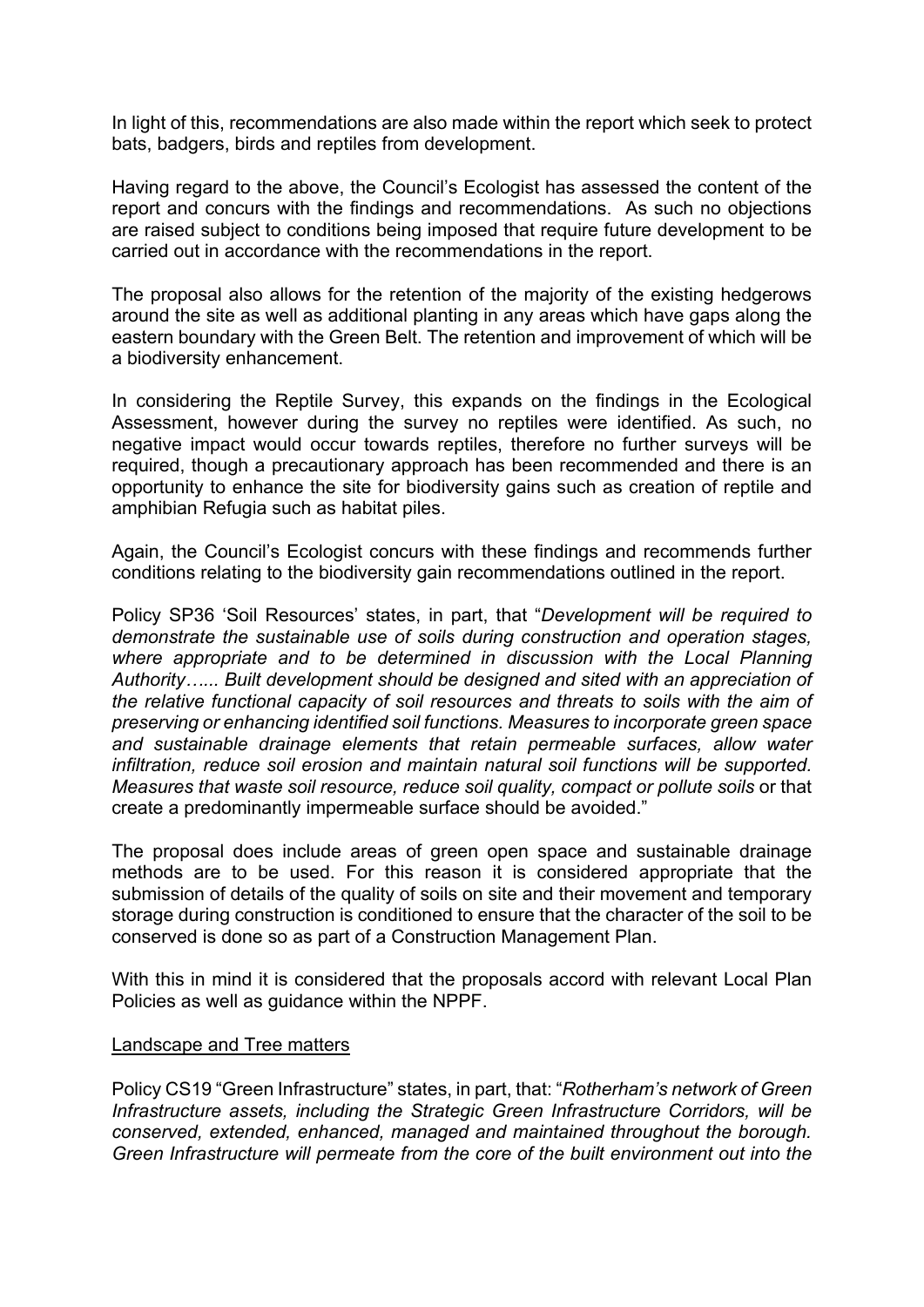In light of this, recommendations are also made within the report which seek to protect bats, badgers, birds and reptiles from development.

Having regard to the above, the Council's Ecologist has assessed the content of the report and concurs with the findings and recommendations. As such no objections are raised subject to conditions being imposed that require future development to be carried out in accordance with the recommendations in the report.

The proposal also allows for the retention of the majority of the existing hedgerows around the site as well as additional planting in any areas which have gaps along the eastern boundary with the Green Belt. The retention and improvement of which will be a biodiversity enhancement.

In considering the Reptile Survey, this expands on the findings in the Ecological Assessment, however during the survey no reptiles were identified. As such, no negative impact would occur towards reptiles, therefore no further surveys will be required, though a precautionary approach has been recommended and there is an opportunity to enhance the site for biodiversity gains such as creation of reptile and amphibian Refugia such as habitat piles.

Again, the Council's Ecologist concurs with these findings and recommends further conditions relating to the biodiversity gain recommendations outlined in the report.

Policy SP36 'Soil Resources' states, in part, that "*Development will be required to demonstrate the sustainable use of soils during construction and operation stages, where appropriate and to be determined in discussion with the Local Planning Authority…... Built development should be designed and sited with an appreciation of the relative functional capacity of soil resources and threats to soils with the aim of preserving or enhancing identified soil functions. Measures to incorporate green space and sustainable drainage elements that retain permeable surfaces, allow water infiltration, reduce soil erosion and maintain natural soil functions will be supported. Measures that waste soil resource, reduce soil quality, compact or pollute soils* or that create a predominantly impermeable surface should be avoided."

The proposal does include areas of green open space and sustainable drainage methods are to be used. For this reason it is considered appropriate that the submission of details of the quality of soils on site and their movement and temporary storage during construction is conditioned to ensure that the character of the soil to be conserved is done so as part of a Construction Management Plan.

With this in mind it is considered that the proposals accord with relevant Local Plan Policies as well as guidance within the NPPF.

<u>Landscape and Tree matters</u>

Policy CS19 "Green Infrastructure" states, in part, that: "*Rotherham's network of Green Infrastructure assets, including the Strategic Green Infrastructure Corridors, will be conserved, extended, enhanced, managed and maintained throughout the borough. Green Infrastructure will permeate from the core of the built environment out into the*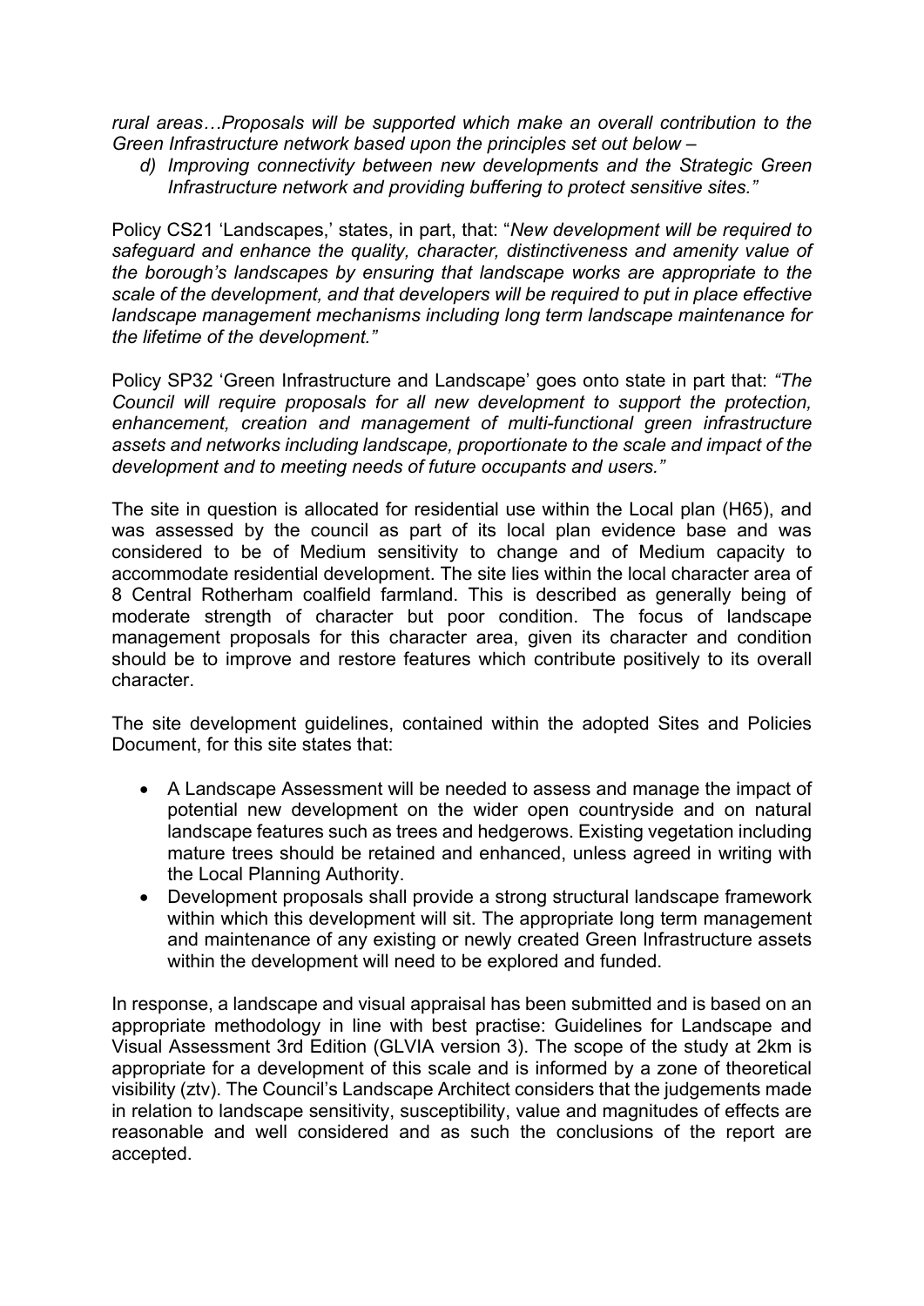*rural areas…Proposals will be supported which make an overall contribution to the Green Infrastructure network based upon the principles set out below –*

*d) Improving connectivity between new developments and the Strategic Green Infrastructure network and providing buffering to protect sensitive sites."*

Policy CS21 'Landscapes,' states, in part, that: "*New development will be required to safeguard and enhance the quality, character, distinctiveness and amenity value of the borough's landscapes by ensuring that landscape works are appropriate to the scale of the development, and that developers will be required to put in place effective landscape management mechanisms including long term landscape maintenance for the lifetime of the development."*

Policy SP32 'Green Infrastructure and Landscape' goes onto state in part that: *"The Council will require proposals for all new development to support the protection, enhancement, creation and management of multi-functional green infrastructure assets and networks including landscape, proportionate to the scale and impact of the development and to meeting needs of future occupants and users."*

The site in question is allocated for residential use within the Local plan (H65), and was assessed by the council as part of its local plan evidence base and was considered to be of Medium sensitivity to change and of Medium capacity to accommodate residential development. The site lies within the local character area of 8 Central Rotherham coalfield farmland. This is described as generally being of moderate strength of character but poor condition. The focus of landscape management proposals for this character area, given its character and condition should be to improve and restore features which contribute positively to its overall character.

The site development guidelines, contained within the adopted Sites and Policies Document, for this site states that:

- A Landscape Assessment will be needed to assess and manage the impact of potential new development on the wider open countryside and on natural landscape features such as trees and hedgerows. Existing vegetation including mature trees should be retained and enhanced, unless agreed in writing with the Local Planning Authority.
- Development proposals shall provide a strong structural landscape framework within which this development will sit. The appropriate long term management and maintenance of any existing or newly created Green Infrastructure assets within the development will need to be explored and funded.

In response, a landscape and visual appraisal has been submitted and is based on an appropriate methodology in line with best practise: Guidelines for Landscape and Visual Assessment 3rd Edition (GLVIA version 3). The scope of the study at 2km is appropriate for a development of this scale and is informed by a zone of theoretical visibility (ztv). The Council's Landscape Architect considers that the judgements made in relation to landscape sensitivity, susceptibility, value and magnitudes of effects are reasonable and well considered and as such the conclusions of the report are accepted.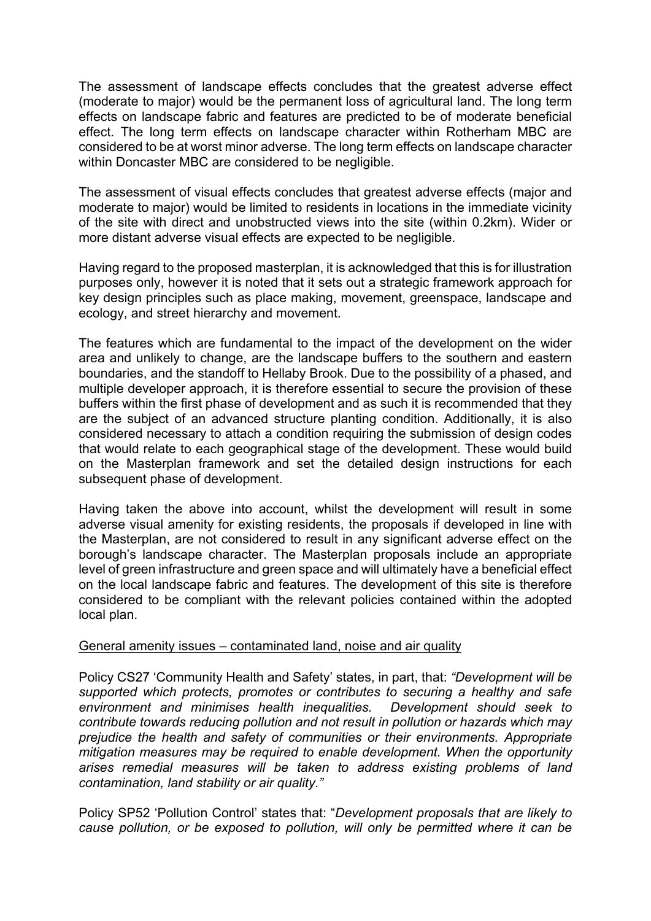The assessment of landscape effects concludes that the greatest adverse effect (moderate to major) would be the permanent loss of agricultural land. The long term effects on landscape fabric and features are predicted to be of moderate beneficial effect. The long term effects on landscape character within Rotherham MBC are considered to be at worst minor adverse. The long term effects on landscape character within Doncaster MBC are considered to be negligible.

The assessment of visual effects concludes that greatest adverse effects (major and moderate to major) would be limited to residents in locations in the immediate vicinity of the site with direct and unobstructed views into the site (within 0.2km). Wider or more distant adverse visual effects are expected to be negligible.

Having regard to the proposed masterplan, it is acknowledged that this is for illustration purposes only, however it is noted that it sets out a strategic framework approach for key design principles such as place making, movement, greenspace, landscape and ecology, and street hierarchy and movement.

The features which are fundamental to the impact of the development on the wider area and unlikely to change, are the landscape buffers to the southern and eastern boundaries, and the standoff to Hellaby Brook. Due to the possibility of a phased, and multiple developer approach, it is therefore essential to secure the provision of these buffers within the first phase of development and as such it is recommended that they are the subject of an advanced structure planting condition. Additionally, it is also considered necessary to attach a condition requiring the submission of design codes that would relate to each geographical stage of the development. These would build on the Masterplan framework and set the detailed design instructions for each subsequent phase of development.

Having taken the above into account, whilst the development will result in some adverse visual amenity for existing residents, the proposals if developed in line with the Masterplan, are not considered to result in any significant adverse effect on the borough's landscape character. The Masterplan proposals include an appropriate level of green infrastructure and green space and will ultimately have a beneficial effect on the local landscape fabric and features. The development of this site is therefore considered to be compliant with the relevant policies contained within the adopted local plan.

<u>General amenity issues – contaminated land, noise and air quality</u>

Policy CS27 'Community Health and Safety' states, in part, that: *"Development will be supported which protects, promotes or contributes to securing a healthy and safe environment and minimises health inequalities. Development should seek to contribute towards reducing pollution and not result in pollution or hazards which may prejudice the health and safety of communities or their environments. Appropriate mitigation measures may be required to enable development. When the opportunity arises remedial measures will be taken to address existing problems of land contamination, land stability or air quality."*

Policy SP52 'Pollution Control' states that: "*Development proposals that are likely to cause pollution, or be exposed to pollution, will only be permitted where it can be*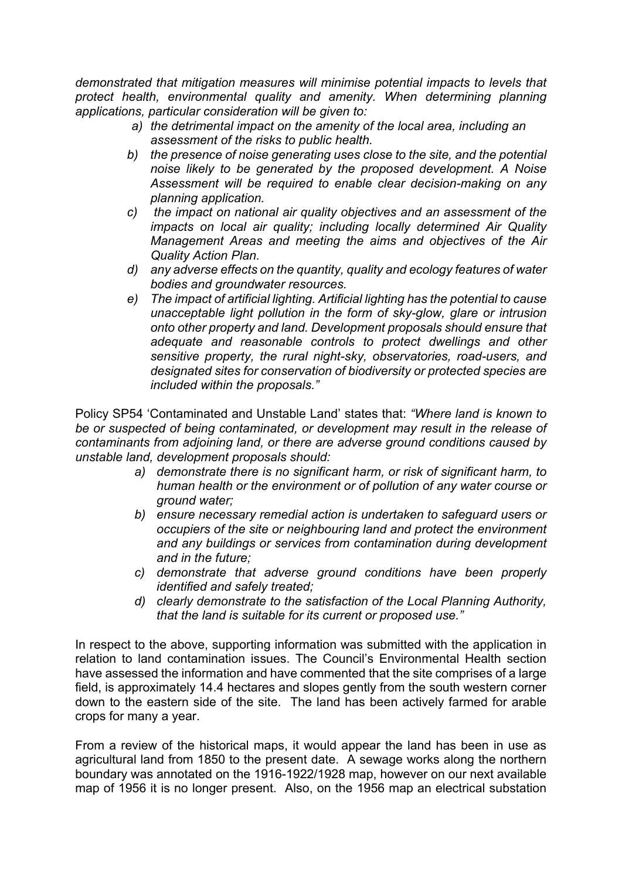*demonstrated that mitigation measures will minimise potential impacts to levels that protect health, environmental quality and amenity. When determining planning applications, particular consideration will be given to:*

- *a) the detrimental impact on the amenity of the local area, including an assessment of the risks to public health.*
- *b) the presence of noise generating uses close to the site, and the potential noise likely to be generated by the proposed development. A Noise Assessment will be required to enable clear decision-making on any planning application.*
- *c) the impact on national air quality objectives and an assessment of the impacts on local air quality; including locally determined Air Quality Management Areas and meeting the aims and objectives of the Air Quality Action Plan.*
- *d) any adverse effects on the quantity, quality and ecology features of water bodies and groundwater resources.*
- *e) The impact of artificial lighting. Artificial lighting has the potential to cause unacceptable light pollution in the form of sky-glow, glare or intrusion onto other property and land. Development proposals should ensure that adequate and reasonable controls to protect dwellings and other sensitive property, the rural night-sky, observatories, road-users, and designated sites for conservation of biodiversity or protected species are included within the proposals."*

Policy SP54 'Contaminated and Unstable Land' states that: *"Where land is known to be or suspected of being contaminated, or development may result in the release of contaminants from adjoining land, or there are adverse ground conditions caused by unstable land, development proposals should:*

- *a) demonstrate there is no significant harm, or risk of significant harm, to human health or the environment or of pollution of any water course or ground water;*
- *b) ensure necessary remedial action is undertaken to safeguard users or occupiers of the site or neighbouring land and protect the environment and any buildings or services from contamination during development and in the future;*
- *c) demonstrate that adverse ground conditions have been properly identified and safely treated;*
- *d) clearly demonstrate to the satisfaction of the Local Planning Authority, that the land is suitable for its current or proposed use."*

In respect to the above, supporting information was submitted with the application in relation to land contamination issues. The Council's Environmental Health section have assessed the information and have commented that the site comprises of a large field, is approximately 14.4 hectares and slopes gently from the south western corner down to the eastern side of the site. The land has been actively farmed for arable crops for many a year.

From a review of the historical maps, it would appear the land has been in use as agricultural land from 1850 to the present date. A sewage works along the northern boundary was annotated on the 1916-1922/1928 map, however on our next available map of 1956 it is no longer present. Also, on the 1956 map an electrical substation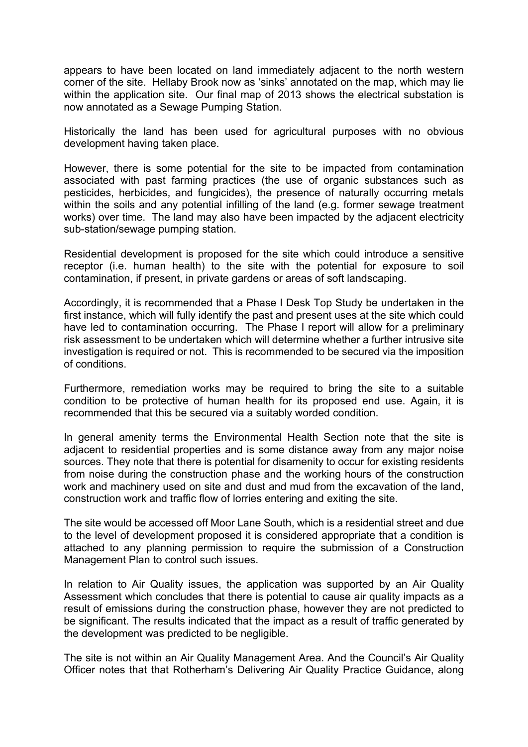appears to have been located on land immediately adjacent to the north western corner of the site. Hellaby Brook now as 'sinks' annotated on the map, which may lie within the application site. Our final map of 2013 shows the electrical substation is now annotated as a Sewage Pumping Station.

Historically the land has been used for agricultural purposes with no obvious development having taken place.

However, there is some potential for the site to be impacted from contamination associated with past farming practices (the use of organic substances such as pesticides, herbicides, and fungicides), the presence of naturally occurring metals within the soils and any potential infilling of the land (e.g. former sewage treatment works) over time. The land may also have been impacted by the adjacent electricity sub-station/sewage pumping station.

Residential development is proposed for the site which could introduce a sensitive receptor (i.e. human health) to the site with the potential for exposure to soil contamination, if present, in private gardens or areas of soft landscaping.

Accordingly, it is recommended that a Phase I Desk Top Study be undertaken in the first instance, which will fully identify the past and present uses at the site which could have led to contamination occurring. The Phase I report will allow for a preliminary risk assessment to be undertaken which will determine whether a further intrusive site investigation is required or not. This is recommended to be secured via the imposition of conditions.

Furthermore, remediation works may be required to bring the site to a suitable condition to be protective of human health for its proposed end use. Again, it is recommended that this be secured via a suitably worded condition.

In general amenity terms the Environmental Health Section note that the site is adjacent to residential properties and is some distance away from any major noise sources. They note that there is potential for disamenity to occur for existing residents from noise during the construction phase and the working hours of the construction work and machinery used on site and dust and mud from the excavation of the land, construction work and traffic flow of lorries entering and exiting the site.

The site would be accessed off Moor Lane South, which is a residential street and due to the level of development proposed it is considered appropriate that a condition is attached to any planning permission to require the submission of a Construction Management Plan to control such issues.

In relation to Air Quality issues, the application was supported by an Air Quality Assessment which concludes that there is potential to cause air quality impacts as a result of emissions during the construction phase, however they are not predicted to be significant. The results indicated that the impact as a result of traffic generated by the development was predicted to be negligible.

The site is not within an Air Quality Management Area. And the Council's Air Quality Officer notes that that Rotherham's Delivering Air Quality Practice Guidance, along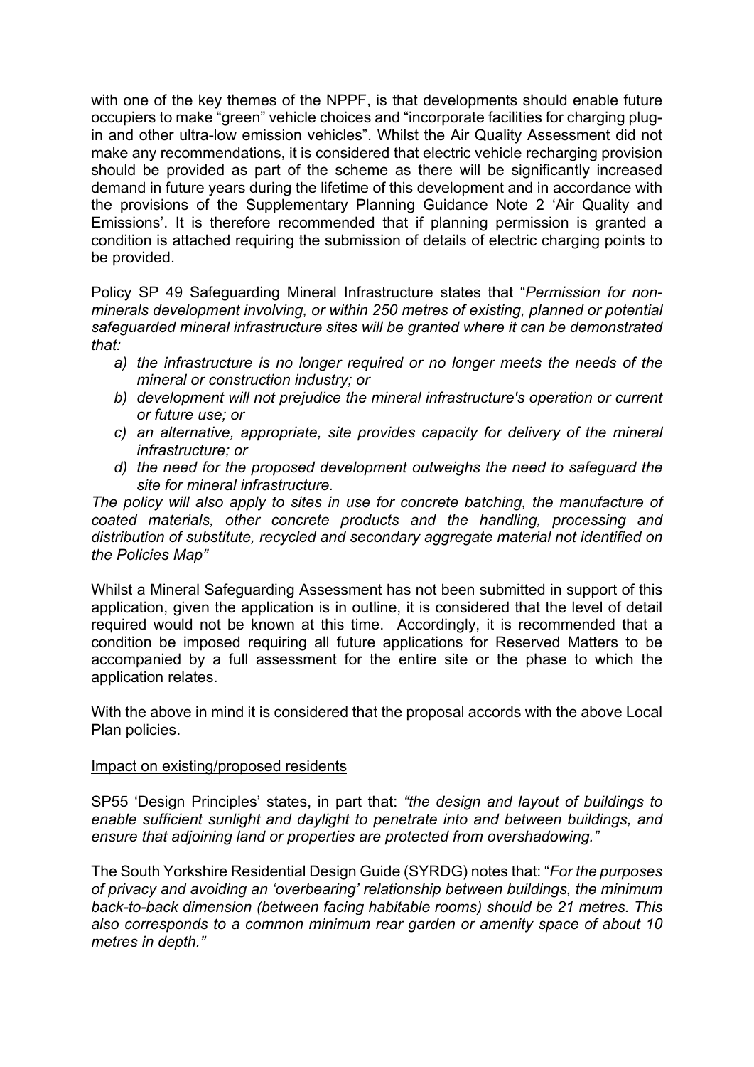with one of the key themes of the NPPF, is that developments should enable future occupiers to make "green" vehicle choices and "incorporate facilities for charging plug-in and other ultra-low emission vehicles". Whilst the Air Quality Assessment did not make any recommendations, it is considered that electric vehicle recharging provision should be provided as part of the scheme as there will be significantly increased demand in future years during the lifetime of this development and in accordance with the provisions of the Supplementary Planning Guidance Note 2 'Air Quality and Emissions'. It is therefore recommended that if planning permission is granted a condition is attached requiring the submission of details of electric charging points to be provided.

Policy SP 49 Safeguarding Mineral Infrastructure states that "*Permission for non-minerals development involving, or within 250 metres of existing, planned or potential safeguarded mineral infrastructure sites will be granted where it can be demonstrated that:*

- *a) the infrastructure is no longer required or no longer meets the needs of the mineral or construction industry; or*
- *b) development will not prejudice the mineral infrastructure's operation or current or future use; or*
- *c) an alternative, appropriate, site provides capacity for delivery of the mineral infrastructure; or*
- *d) the need for the proposed development outweighs the need to safeguard the site for mineral infrastructure.*

*The policy will also apply to sites in use for concrete batching, the manufacture of coated materials, other concrete products and the handling, processing and distribution of substitute, recycled and secondary aggregate material not identified on the Policies Map"*

Whilst a Mineral Safeguarding Assessment has not been submitted in support of this application, given the application is in outline, it is considered that the level of detail required would not be known at this time. Accordingly, it is recommended that a condition be imposed requiring all future applications for Reserved Matters to be accompanied by a full assessment for the entire site or the phase to which the application relates.

With the above in mind it is considered that the proposal accords with the above Local Plan policies.

Impact on existing/proposed residents

SP55 'Design Principles' states, in part that: *"the design and layout of buildings to enable sufficient sunlight and daylight to penetrate into and between buildings, and ensure that adjoining land or properties are protected from overshadowing."*

The South Yorkshire Residential Design Guide (SYRDG) notes that: "*For the purposes of privacy and avoiding an 'overbearing' relationship between buildings, the minimum back-to-back dimension (between facing habitable rooms) should be 21 metres. This also corresponds to a common minimum rear garden or amenity space of about 10 metres in depth."*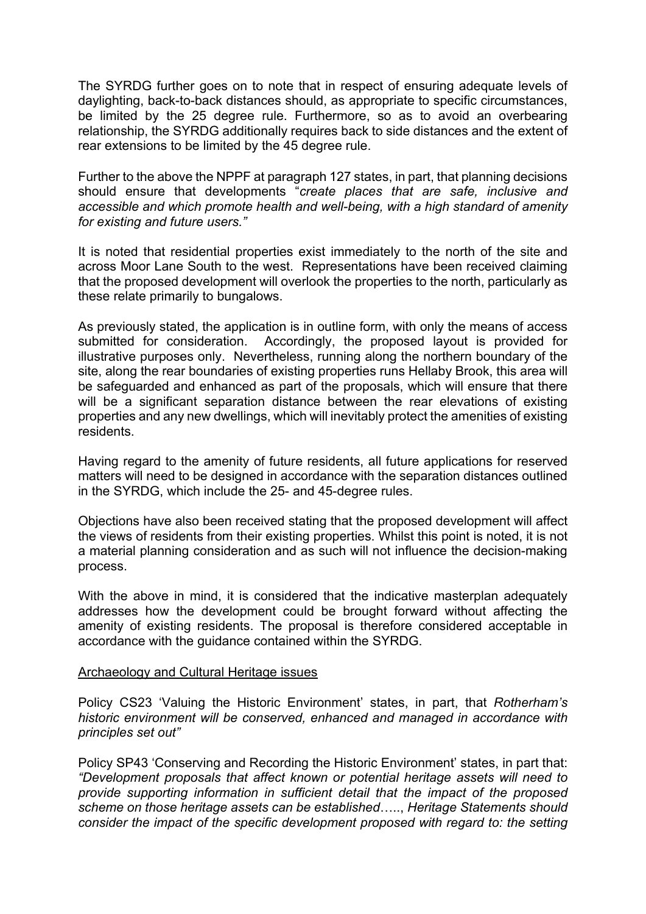The SYRDG further goes on to note that in respect of ensuring adequate levels of daylighting, back-to-back distances should, as appropriate to specific circumstances, be limited by the 25 degree rule. Furthermore, so as to avoid an overbearing relationship, the SYRDG additionally requires back to side distances and the extent of rear extensions to be limited by the 45 degree rule.

Further to the above the NPPF at paragraph 127 states, in part, that planning decisions should ensure that developments "*create places that are safe, inclusive and accessible and which promote health and well-being, with a high standard of amenity for existing and future users."*

It is noted that residential properties exist immediately to the north of the site and across Moor Lane South to the west. Representations have been received claiming that the proposed development will overlook the properties to the north, particularly as these relate primarily to bungalows.

As previously stated, the application is in outline form, with only the means of access submitted for consideration. Accordingly, the proposed layout is provided for illustrative purposes only. Nevertheless, running along the northern boundary of the site, along the rear boundaries of existing properties runs Hellaby Brook, this area will be safeguarded and enhanced as part of the proposals, which will ensure that there will be a significant separation distance between the rear elevations of existing properties and any new dwellings, which will inevitably protect the amenities of existing residents.

Having regard to the amenity of future residents, all future applications for reserved matters will need to be designed in accordance with the separation distances outlined in the SYRDG, which include the 25- and 45-degree rules.

Objections have also been received stating that the proposed development will affect the views of residents from their existing properties. Whilst this point is noted, it is not a material planning consideration and as such will not influence the decision-making process.

With the above in mind, it is considered that the indicative masterplan adequately addresses how the development could be brought forward without affecting the amenity of existing residents. The proposal is therefore considered acceptable in accordance with the guidance contained within the SYRDG.

Archaeology and Cultural Heritage issues

Policy CS23 'Valuing the Historic Environment' states, in part, that *Rotherham's historic environment will be conserved, enhanced and managed in accordance with principles set out"*

Policy SP43 'Conserving and Recording the Historic Environment' states, in part that: *"Development proposals that affect known or potential heritage assets will need to provide supporting information in sufficient detail that the impact of the proposed scheme on those heritage assets can be established*….., *Heritage Statements should consider the impact of the specific development proposed with regard to: the setting*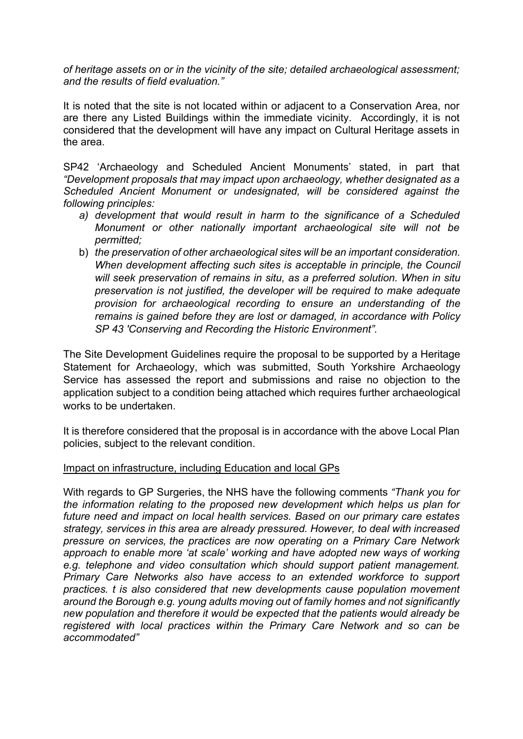*of heritage assets on or in the vicinity of the site; detailed archaeological assessment; and the results of field evaluation."*

It is noted that the site is not located within or adjacent to a Conservation Area, nor are there any Listed Buildings within the immediate vicinity. Accordingly, it is not considered that the development will have any impact on Cultural Heritage assets in the area.

SP42 'Archaeology and Scheduled Ancient Monuments' stated, in part that *"Development proposals that may impact upon archaeology, whether designated as a Scheduled Ancient Monument or undesignated, will be considered against the following principles:*

a) *development that would result in harm to the significance of a Scheduled Monument or other nationally important archaeological site will not be permitted;*
b) *the preservation of other archaeological sites will be an important consideration. When development affecting such sites is acceptable in principle, the Council will seek preservation of remains in situ, as a preferred solution. When in situ preservation is not justified, the developer will be required to make adequate provision for archaeological recording to ensure an understanding of the remains is gained before they are lost or damaged, in accordance with Policy SP 43 'Conserving and Recording the Historic Environment"*.

The Site Development Guidelines require the proposal to be supported by a Heritage Statement for Archaeology, which was submitted, South Yorkshire Archaeology Service has assessed the report and submissions and raise no objection to the application subject to a condition being attached which requires further archaeological works to be undertaken.

It is therefore considered that the proposal is in accordance with the above Local Plan policies, subject to the relevant condition.

<u>Impact on infrastructure, including Education and local GPs</u>

With regards to GP Surgeries, the NHS have the following comments *"Thank you for the information relating to the proposed new development which helps us plan for future need and impact on local health services. Based on our primary care estates strategy, services in this area are already pressured. However, to deal with increased pressure on services, the practices are now operating on a Primary Care Network approach to enable more 'at scale' working and have adopted new ways of working e.g. telephone and video consultation which should support patient management. Primary Care Networks also have access to an extended workforce to support practices. t is also considered that new developments cause population movement around the Borough e.g. young adults moving out of family homes and not significantly new population and therefore it would be expected that the patients would already be registered with local practices within the Primary Care Network and so can be accommodated"*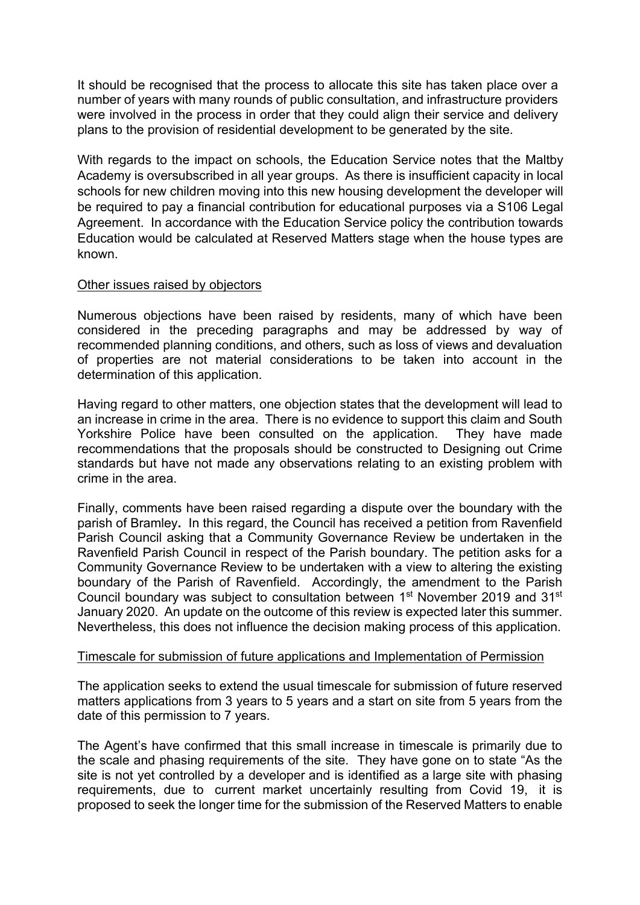It should be recognised that the process to allocate this site has taken place over a number of years with many rounds of public consultation, and infrastructure providers were involved in the process in order that they could align their service and delivery plans to the provision of residential development to be generated by the site.

With regards to the impact on schools, the Education Service notes that the Maltby Academy is oversubscribed in all year groups. As there is insufficient capacity in local schools for new children moving into this new housing development the developer will be required to pay a financial contribution for educational purposes via a S106 Legal Agreement. In accordance with the Education Service policy the contribution towards Education would be calculated at Reserved Matters stage when the house types are known.

Other issues raised by objectors

Numerous objections have been raised by residents, many of which have been considered in the preceding paragraphs and may be addressed by way of recommended planning conditions, and others, such as loss of views and devaluation of properties are not material considerations to be taken into account in the determination of this application.

Having regard to other matters, one objection states that the development will lead to an increase in crime in the area. There is no evidence to support this claim and South Yorkshire Police have been consulted on the application. They have made recommendations that the proposals should be constructed to Designing out Crime standards but have not made any observations relating to an existing problem with crime in the area.

Finally, comments have been raised regarding a dispute over the boundary with the parish of Bramley**.** In this regard, the Council has received a petition from Ravenfield Parish Council asking that a Community Governance Review be undertaken in the Ravenfield Parish Council in respect of the Parish boundary. The petition asks for a Community Governance Review to be undertaken with a view to altering the existing boundary of the Parish of Ravenfield. Accordingly, the amendment to the Parish Council boundary was subject to consultation between 1st November 2019 and 31st January 2020. An update on the outcome of this review is expected later this summer. Nevertheless, this does not influence the decision making process of this application.

Timescale for submission of future applications and Implementation of Permission

The application seeks to extend the usual timescale for submission of future reserved matters applications from 3 years to 5 years and a start on site from 5 years from the date of this permission to 7 years.

The Agent's have confirmed that this small increase in timescale is primarily due to the scale and phasing requirements of the site. They have gone on to state "As the site is not yet controlled by a developer and is identified as a large site with phasing requirements, due to current market uncertainly resulting from Covid 19, it is proposed to seek the longer time for the submission of the Reserved Matters to enable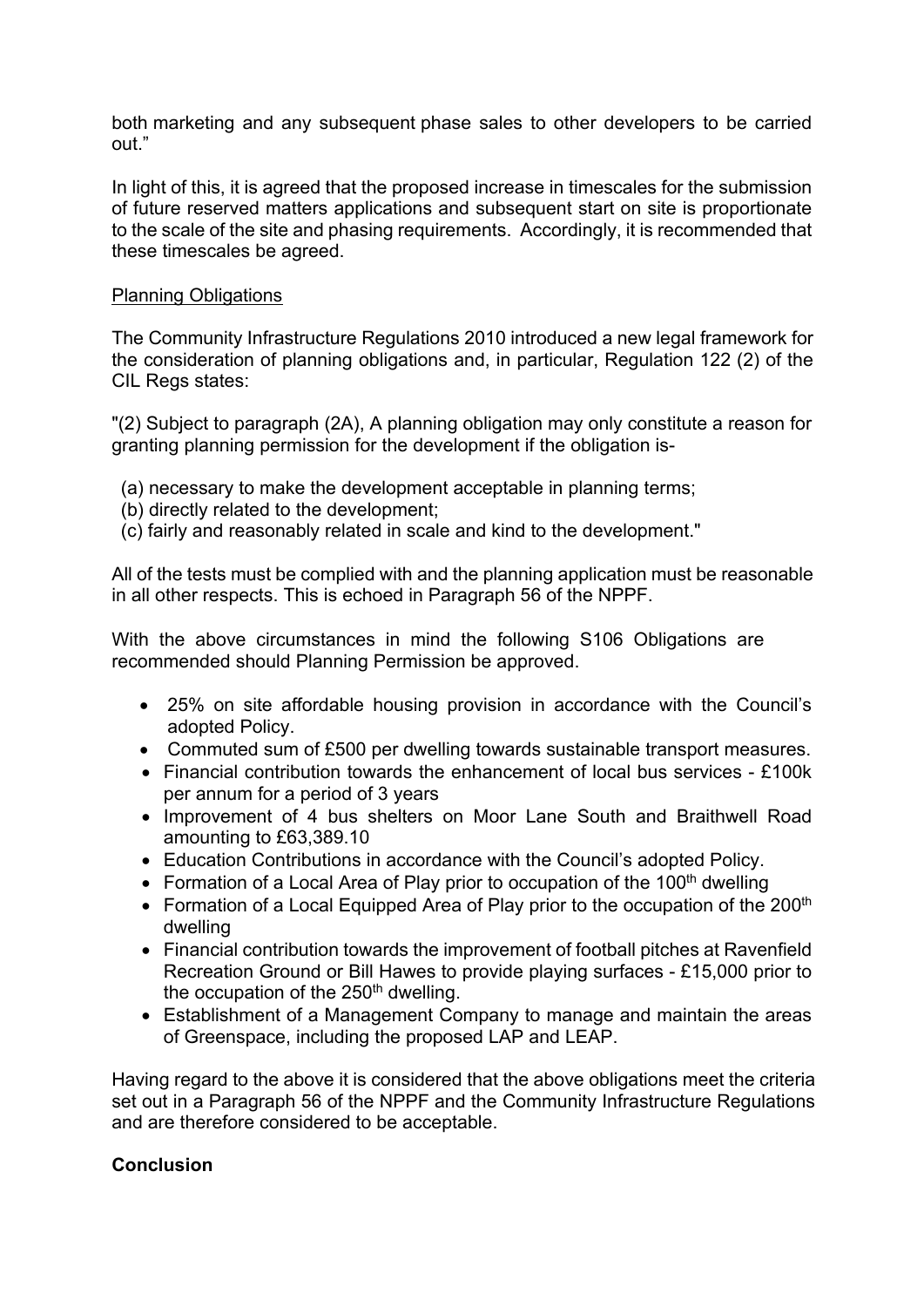both marketing and any subsequent phase sales to other developers to be carried out."

In light of this, it is agreed that the proposed increase in timescales for the submission of future reserved matters applications and subsequent start on site is proportionate to the scale of the site and phasing requirements. Accordingly, it is recommended that these timescales be agreed.

Planning Obligations

The Community Infrastructure Regulations 2010 introduced a new legal framework for the consideration of planning obligations and, in particular, Regulation 122 (2) of the CIL Regs states:

"(2) Subject to paragraph (2A), A planning obligation may only constitute a reason for granting planning permission for the development if the obligation is-

(a) necessary to make the development acceptable in planning terms;
(b) directly related to the development;
(c) fairly and reasonably related in scale and kind to the development."

All of the tests must be complied with and the planning application must be reasonable in all other respects. This is echoed in Paragraph 56 of the NPPF.

With the above circumstances in mind the following S106 Obligations are recommended should Planning Permission be approved.

- 25% on site affordable housing provision in accordance with the Council's adopted Policy.
- Commuted sum of £500 per dwelling towards sustainable transport measures.
- Financial contribution towards the enhancement of local bus services - £100k per annum for a period of 3 years
- Improvement of 4 bus shelters on Moor Lane South and Braithwell Road amounting to £63,389.10
- Education Contributions in accordance with the Council's adopted Policy.
- Formation of a Local Area of Play prior to occupation of the 100th dwelling
- Formation of a Local Equipped Area of Play prior to the occupation of the 200th dwelling
- Financial contribution towards the improvement of football pitches at Ravenfield Recreation Ground or Bill Hawes to provide playing surfaces - £15,000 prior to the occupation of the 250th dwelling.
- Establishment of a Management Company to manage and maintain the areas of Greenspace, including the proposed LAP and LEAP.

Having regard to the above it is considered that the above obligations meet the criteria set out in a Paragraph 56 of the NPPF and the Community Infrastructure Regulations and are therefore considered to be acceptable.

**Conclusion**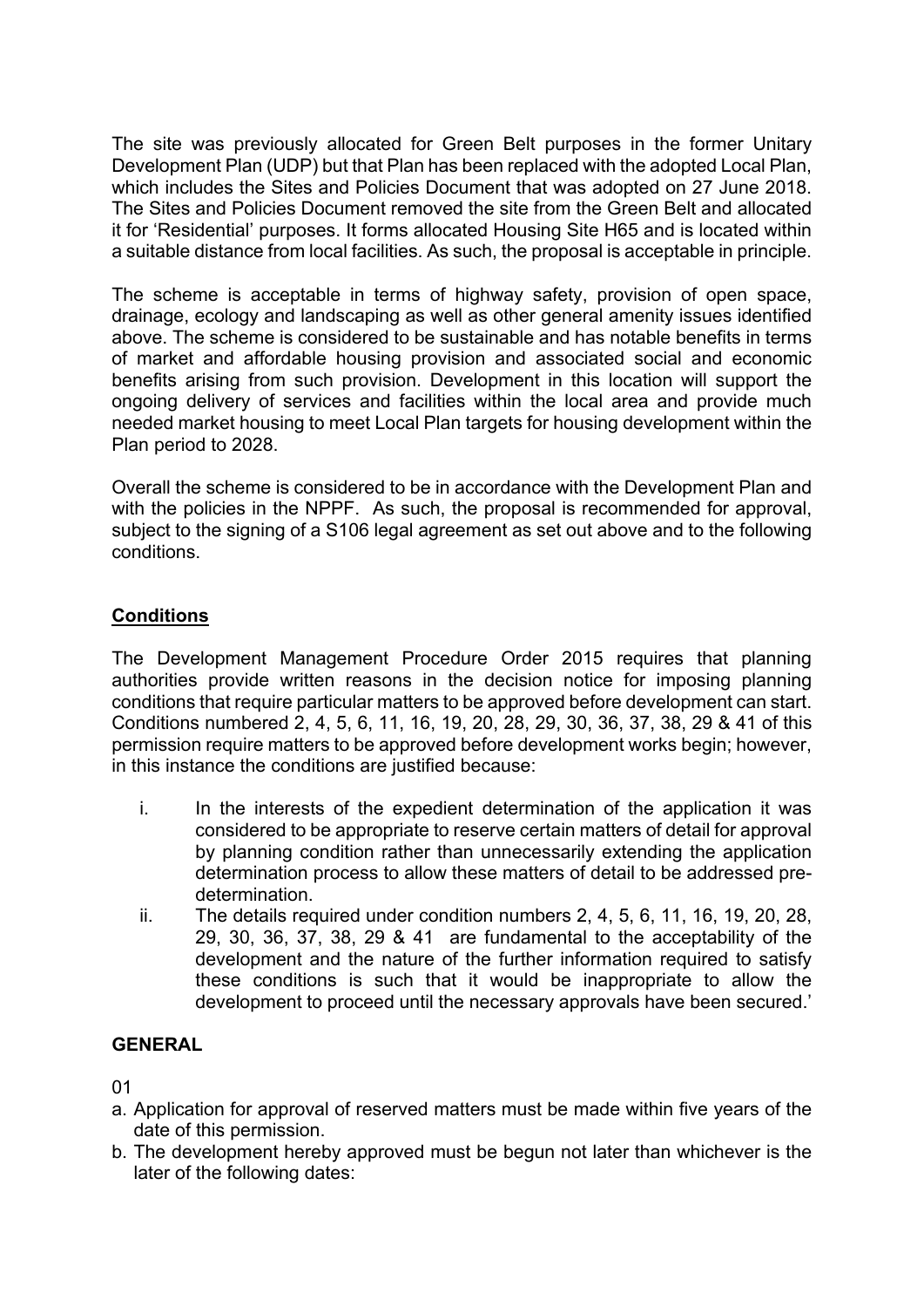The site was previously allocated for Green Belt purposes in the former Unitary Development Plan (UDP) but that Plan has been replaced with the adopted Local Plan, which includes the Sites and Policies Document that was adopted on 27 June 2018. The Sites and Policies Document removed the site from the Green Belt and allocated it for 'Residential' purposes. It forms allocated Housing Site H65 and is located within a suitable distance from local facilities. As such, the proposal is acceptable in principle.

The scheme is acceptable in terms of highway safety, provision of open space, drainage, ecology and landscaping as well as other general amenity issues identified above. The scheme is considered to be sustainable and has notable benefits in terms of market and affordable housing provision and associated social and economic benefits arising from such provision. Development in this location will support the ongoing delivery of services and facilities within the local area and provide much needed market housing to meet Local Plan targets for housing development within the Plan period to 2028.

Overall the scheme is considered to be in accordance with the Development Plan and with the policies in the NPPF. As such, the proposal is recommended for approval, subject to the signing of a S106 legal agreement as set out above and to the following conditions.

## **Conditions**

The Development Management Procedure Order 2015 requires that planning authorities provide written reasons in the decision notice for imposing planning conditions that require particular matters to be approved before development can start. Conditions numbered 2, 4, 5, 6, 11, 16, 19, 20, 28, 29, 30, 36, 37, 38, 29 & 41 of this permission require matters to be approved before development works begin; however, in this instance the conditions are justified because:

i. In the interests of the expedient determination of the application it was considered to be appropriate to reserve certain matters of detail for approval by planning condition rather than unnecessarily extending the application determination process to allow these matters of detail to be addressed pre-determination.
ii. The details required under condition numbers 2, 4, 5, 6, 11, 16, 19, 20, 28, 29, 30, 36, 37, 38, 29 & 41 are fundamental to the acceptability of the development and the nature of the further information required to satisfy these conditions is such that it would be inappropriate to allow the development to proceed until the necessary approvals have been secured.'

## **GENERAL**

01

a. Application for approval of reserved matters must be made within five years of the date of this permission.
b. The development hereby approved must be begun not later than whichever is the later of the following dates: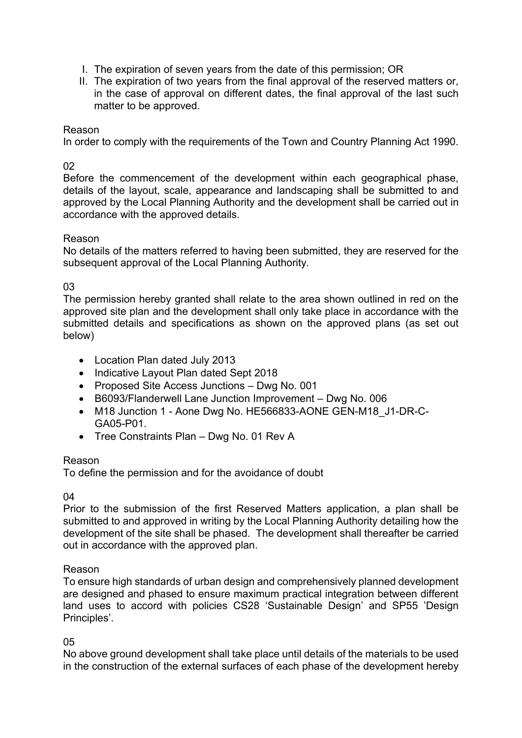I. The expiration of seven years from the date of this permission; OR
II. The expiration of two years from the final approval of the reserved matters or, in the case of approval on different dates, the final approval of the last such matter to be approved.

Reason
In order to comply with the requirements of the Town and Country Planning Act 1990.

02
Before the commencement of the development within each geographical phase, details of the layout, scale, appearance and landscaping shall be submitted to and approved by the Local Planning Authority and the development shall be carried out in accordance with the approved details.

Reason
No details of the matters referred to having been submitted, they are reserved for the subsequent approval of the Local Planning Authority.

03
The permission hereby granted shall relate to the area shown outlined in red on the approved site plan and the development shall only take place in accordance with the submitted details and specifications as shown on the approved plans (as set out below)

- Location Plan dated July 2013
- Indicative Layout Plan dated Sept 2018
- Proposed Site Access Junctions – Dwg No. 001
- B6093/Flanderwell Lane Junction Improvement – Dwg No. 006
- M18 Junction 1 - Aone Dwg No. HE566833-AONE GEN-M18_J1-DR-C-GA05-P01.
- Tree Constraints Plan – Dwg No. 01 Rev A

Reason
To define the permission and for the avoidance of doubt

04
Prior to the submission of the first Reserved Matters application, a plan shall be submitted to and approved in writing by the Local Planning Authority detailing how the development of the site shall be phased. The development shall thereafter be carried out in accordance with the approved plan.

Reason
To ensure high standards of urban design and comprehensively planned development are designed and phased to ensure maximum practical integration between different land uses to accord with policies CS28 'Sustainable Design' and SP55 'Design Principles'.

05
No above ground development shall take place until details of the materials to be used in the construction of the external surfaces of each phase of the development hereby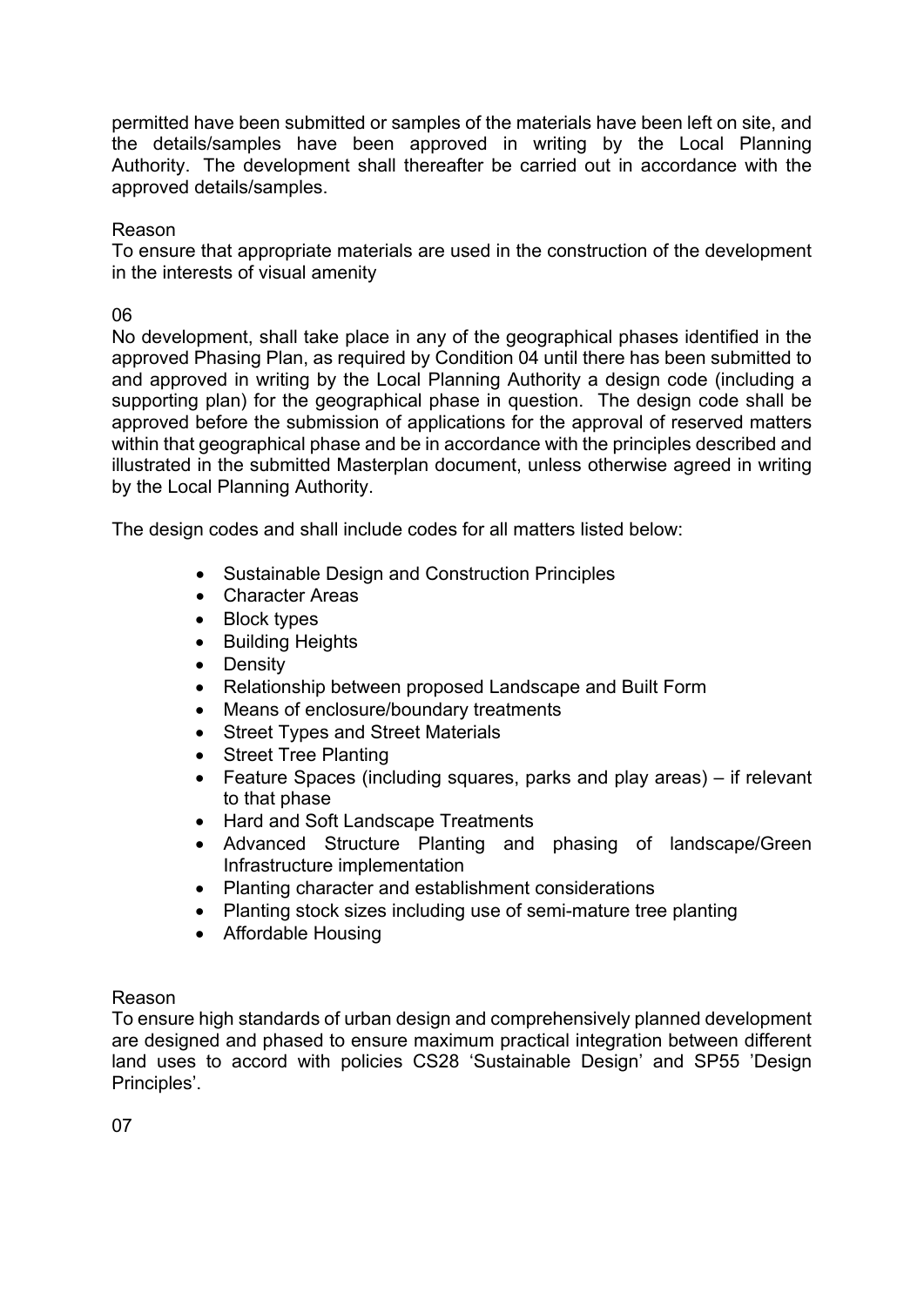permitted have been submitted or samples of the materials have been left on site, and the details/samples have been approved in writing by the Local Planning Authority. The development shall thereafter be carried out in accordance with the approved details/samples.

Reason
To ensure that appropriate materials are used in the construction of the development in the interests of visual amenity

06
No development, shall take place in any of the geographical phases identified in the approved Phasing Plan, as required by Condition 04 until there has been submitted to and approved in writing by the Local Planning Authority a design code (including a supporting plan) for the geographical phase in question. The design code shall be approved before the submission of applications for the approval of reserved matters within that geographical phase and be in accordance with the principles described and illustrated in the submitted Masterplan document, unless otherwise agreed in writing by the Local Planning Authority.

The design codes and shall include codes for all matters listed below:

- Sustainable Design and Construction Principles
- Character Areas
- Block types
- Building Heights
- Density
- Relationship between proposed Landscape and Built Form
- Means of enclosure/boundary treatments
- Street Types and Street Materials
- Street Tree Planting
- Feature Spaces (including squares, parks and play areas) – if relevant to that phase
- Hard and Soft Landscape Treatments
- Advanced Structure Planting and phasing of landscape/Green Infrastructure implementation
- Planting character and establishment considerations
- Planting stock sizes including use of semi-mature tree planting
- Affordable Housing

Reason
To ensure high standards of urban design and comprehensively planned development are designed and phased to ensure maximum practical integration between different land uses to accord with policies CS28 'Sustainable Design' and SP55 'Design Principles'.

07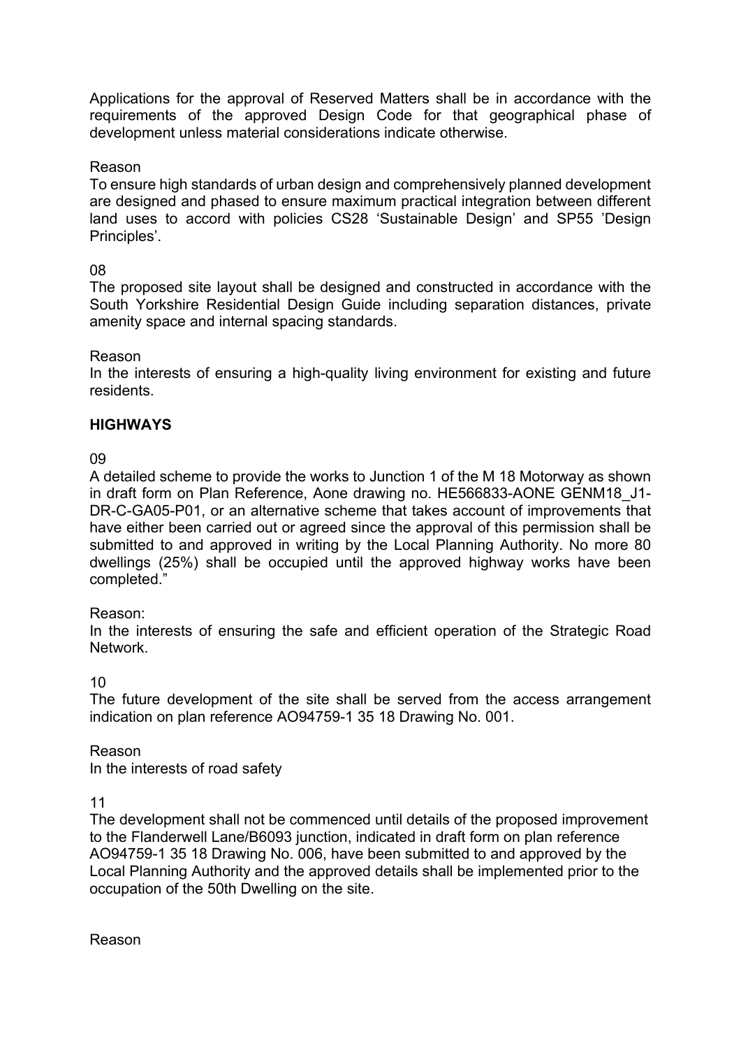Applications for the approval of Reserved Matters shall be in accordance with the requirements of the approved Design Code for that geographical phase of development unless material considerations indicate otherwise.

Reason

To ensure high standards of urban design and comprehensively planned development are designed and phased to ensure maximum practical integration between different land uses to accord with policies CS28 'Sustainable Design' and SP55 'Design Principles'.

08

The proposed site layout shall be designed and constructed in accordance with the South Yorkshire Residential Design Guide including separation distances, private amenity space and internal spacing standards.

Reason

In the interests of ensuring a high-quality living environment for existing and future residents.

**HIGHWAYS**

09

A detailed scheme to provide the works to Junction 1 of the M 18 Motorway as shown in draft form on Plan Reference, Aone drawing no. HE566833-AONE GENM18_J1-DR-C-GA05-P01, or an alternative scheme that takes account of improvements that have either been carried out or agreed since the approval of this permission shall be submitted to and approved in writing by the Local Planning Authority. No more 80 dwellings (25%) shall be occupied until the approved highway works have been completed."

Reason:

In the interests of ensuring the safe and efficient operation of the Strategic Road Network.

10

The future development of the site shall be served from the access arrangement indication on plan reference AO94759-1 35 18 Drawing No. 001.

Reason

In the interests of road safety

11

The development shall not be commenced until details of the proposed improvement to the Flanderwell Lane/B6093 junction, indicated in draft form on plan reference AO94759-1 35 18 Drawing No. 006, have been submitted to and approved by the Local Planning Authority and the approved details shall be implemented prior to the occupation of the 50th Dwelling on the site.

Reason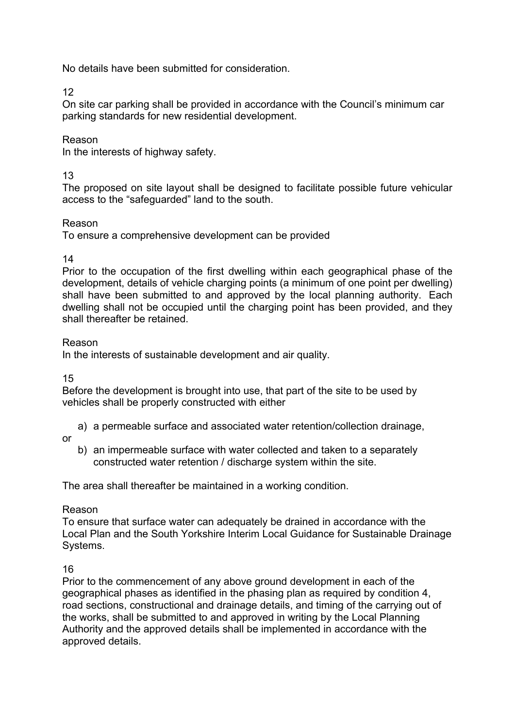No details have been submitted for consideration.

12

On site car parking shall be provided in accordance with the Council's minimum car parking standards for new residential development.

Reason

In the interests of highway safety.

13

The proposed on site layout shall be designed to facilitate possible future vehicular access to the "safeguarded" land to the south.

Reason

To ensure a comprehensive development can be provided

14

Prior to the occupation of the first dwelling within each geographical phase of the development, details of vehicle charging points (a minimum of one point per dwelling) shall have been submitted to and approved by the local planning authority. Each dwelling shall not be occupied until the charging point has been provided, and they shall thereafter be retained.

Reason

In the interests of sustainable development and air quality.

15

Before the development is brought into use, that part of the site to be used by vehicles shall be properly constructed with either

a) a permeable surface and associated water retention/collection drainage,

or

b) an impermeable surface with water collected and taken to a separately constructed water retention / discharge system within the site.

The area shall thereafter be maintained in a working condition.

Reason

To ensure that surface water can adequately be drained in accordance with the Local Plan and the South Yorkshire Interim Local Guidance for Sustainable Drainage Systems.

16

Prior to the commencement of any above ground development in each of the geographical phases as identified in the phasing plan as required by condition 4, road sections, constructional and drainage details, and timing of the carrying out of the works, shall be submitted to and approved in writing by the Local Planning Authority and the approved details shall be implemented in accordance with the approved details.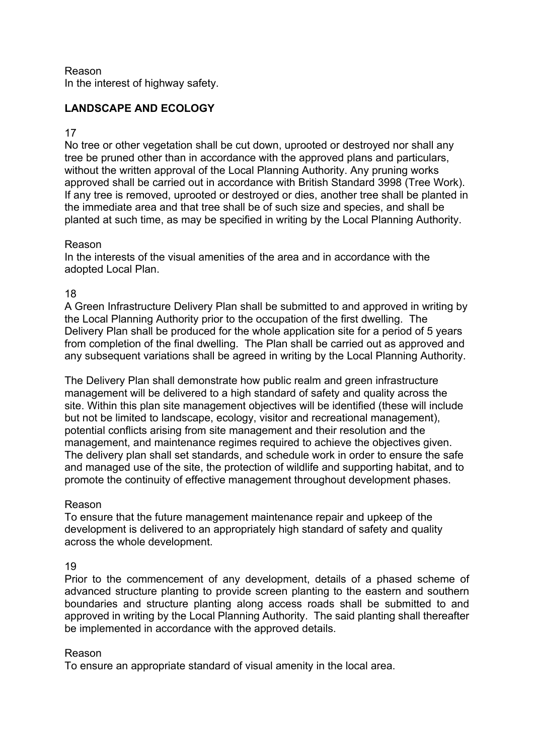Reason
In the interest of highway safety.

**LANDSCAPE AND ECOLOGY**

17
No tree or other vegetation shall be cut down, uprooted or destroyed nor shall any tree be pruned other than in accordance with the approved plans and particulars, without the written approval of the Local Planning Authority. Any pruning works approved shall be carried out in accordance with British Standard 3998 (Tree Work). If any tree is removed, uprooted or destroyed or dies, another tree shall be planted in the immediate area and that tree shall be of such size and species, and shall be planted at such time, as may be specified in writing by the Local Planning Authority.

Reason
In the interests of the visual amenities of the area and in accordance with the adopted Local Plan.

18
A Green Infrastructure Delivery Plan shall be submitted to and approved in writing by the Local Planning Authority prior to the occupation of the first dwelling. The Delivery Plan shall be produced for the whole application site for a period of 5 years from completion of the final dwelling. The Plan shall be carried out as approved and any subsequent variations shall be agreed in writing by the Local Planning Authority.

The Delivery Plan shall demonstrate how public realm and green infrastructure management will be delivered to a high standard of safety and quality across the site. Within this plan site management objectives will be identified (these will include but not be limited to landscape, ecology, visitor and recreational management), potential conflicts arising from site management and their resolution and the management, and maintenance regimes required to achieve the objectives given. The delivery plan shall set standards, and schedule work in order to ensure the safe and managed use of the site, the protection of wildlife and supporting habitat, and to promote the continuity of effective management throughout development phases.

Reason
To ensure that the future management maintenance repair and upkeep of the development is delivered to an appropriately high standard of safety and quality across the whole development.

19
Prior to the commencement of any development, details of a phased scheme of advanced structure planting to provide screen planting to the eastern and southern boundaries and structure planting along access roads shall be submitted to and approved in writing by the Local Planning Authority. The said planting shall thereafter be implemented in accordance with the approved details.

Reason
To ensure an appropriate standard of visual amenity in the local area.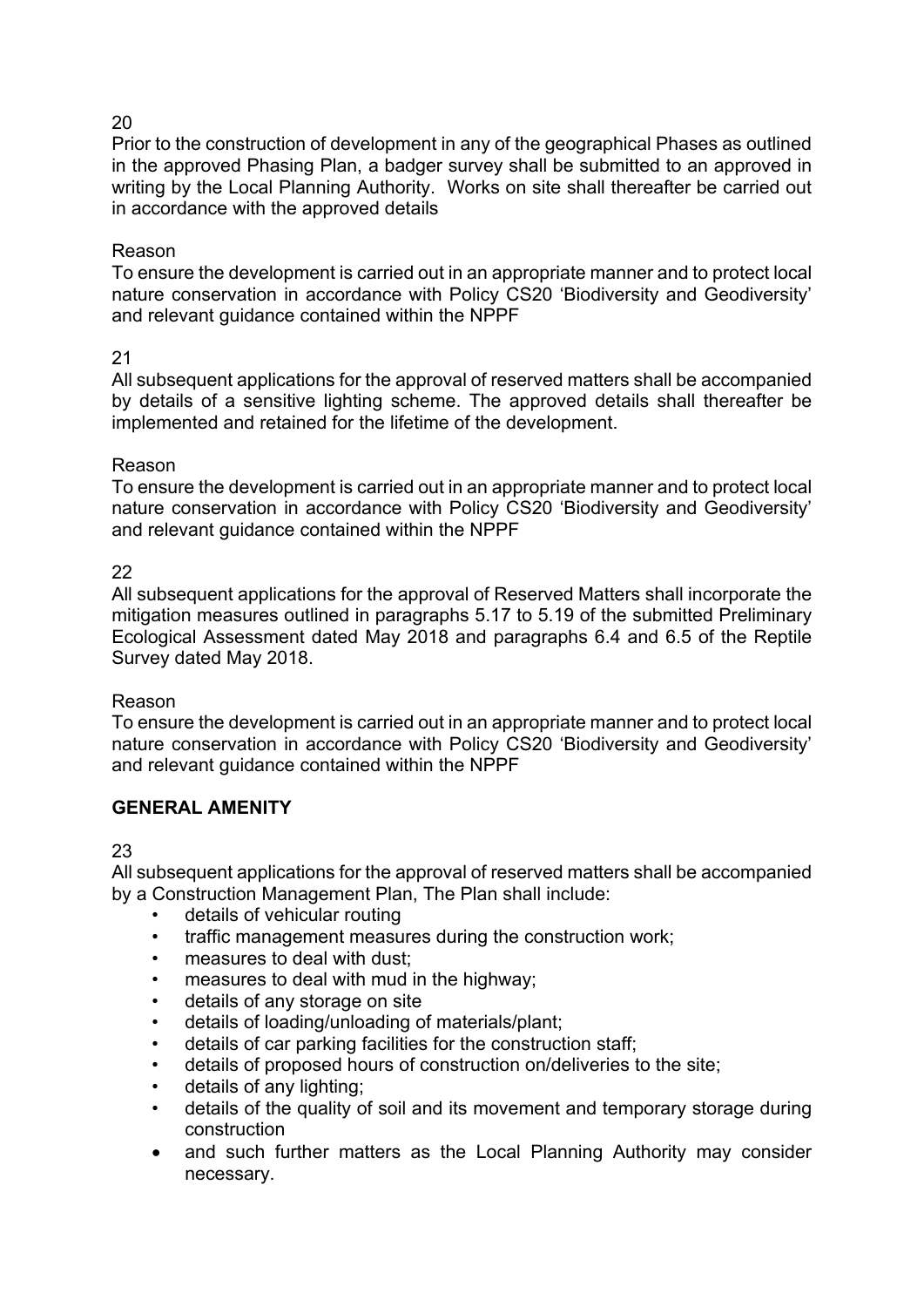20

Prior to the construction of development in any of the geographical Phases as outlined in the approved Phasing Plan, a badger survey shall be submitted to an approved in writing by the Local Planning Authority. Works on site shall thereafter be carried out in accordance with the approved details

Reason

To ensure the development is carried out in an appropriate manner and to protect local nature conservation in accordance with Policy CS20 'Biodiversity and Geodiversity' and relevant guidance contained within the NPPF

21

All subsequent applications for the approval of reserved matters shall be accompanied by details of a sensitive lighting scheme. The approved details shall thereafter be implemented and retained for the lifetime of the development.

Reason

To ensure the development is carried out in an appropriate manner and to protect local nature conservation in accordance with Policy CS20 'Biodiversity and Geodiversity' and relevant guidance contained within the NPPF

22

All subsequent applications for the approval of Reserved Matters shall incorporate the mitigation measures outlined in paragraphs 5.17 to 5.19 of the submitted Preliminary Ecological Assessment dated May 2018 and paragraphs 6.4 and 6.5 of the Reptile Survey dated May 2018.

Reason

To ensure the development is carried out in an appropriate manner and to protect local nature conservation in accordance with Policy CS20 'Biodiversity and Geodiversity' and relevant guidance contained within the NPPF

**GENERAL AMENITY**

23

All subsequent applications for the approval of reserved matters shall be accompanied by a Construction Management Plan, The Plan shall include:

- details of vehicular routing
- traffic management measures during the construction work;
- measures to deal with dust;
- measures to deal with mud in the highway;
- details of any storage on site
- details of loading/unloading of materials/plant;
- details of car parking facilities for the construction staff;
- details of proposed hours of construction on/deliveries to the site;
- details of any lighting;
- details of the quality of soil and its movement and temporary storage during construction
- and such further matters as the Local Planning Authority may consider necessary.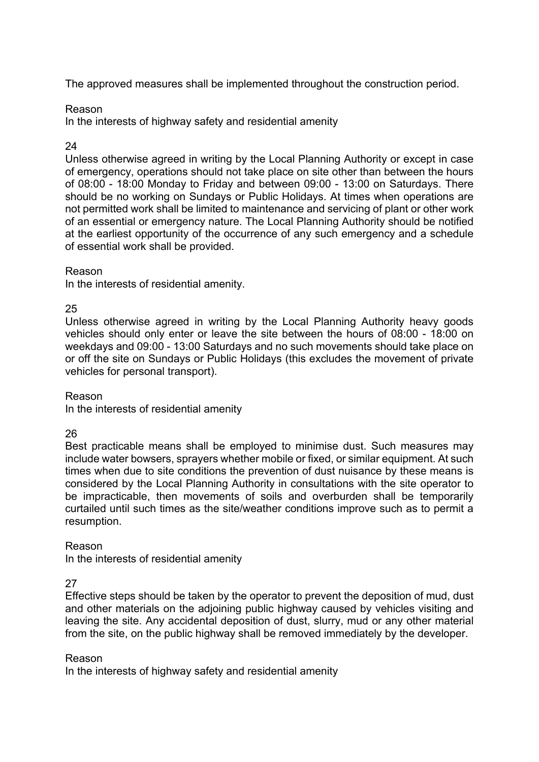The approved measures shall be implemented throughout the construction period.

Reason

In the interests of highway safety and residential amenity

24

Unless otherwise agreed in writing by the Local Planning Authority or except in case of emergency, operations should not take place on site other than between the hours of 08:00 - 18:00 Monday to Friday and between 09:00 - 13:00 on Saturdays. There should be no working on Sundays or Public Holidays. At times when operations are not permitted work shall be limited to maintenance and servicing of plant or other work of an essential or emergency nature. The Local Planning Authority should be notified at the earliest opportunity of the occurrence of any such emergency and a schedule of essential work shall be provided.

Reason

In the interests of residential amenity.

25

Unless otherwise agreed in writing by the Local Planning Authority heavy goods vehicles should only enter or leave the site between the hours of 08:00 - 18:00 on weekdays and 09:00 - 13:00 Saturdays and no such movements should take place on or off the site on Sundays or Public Holidays (this excludes the movement of private vehicles for personal transport).

Reason

In the interests of residential amenity

26

Best practicable means shall be employed to minimise dust. Such measures may include water bowsers, sprayers whether mobile or fixed, or similar equipment. At such times when due to site conditions the prevention of dust nuisance by these means is considered by the Local Planning Authority in consultations with the site operator to be impracticable, then movements of soils and overburden shall be temporarily curtailed until such times as the site/weather conditions improve such as to permit a resumption.

Reason

In the interests of residential amenity

27

Effective steps should be taken by the operator to prevent the deposition of mud, dust and other materials on the adjoining public highway caused by vehicles visiting and leaving the site. Any accidental deposition of dust, slurry, mud or any other material from the site, on the public highway shall be removed immediately by the developer.

Reason

In the interests of highway safety and residential amenity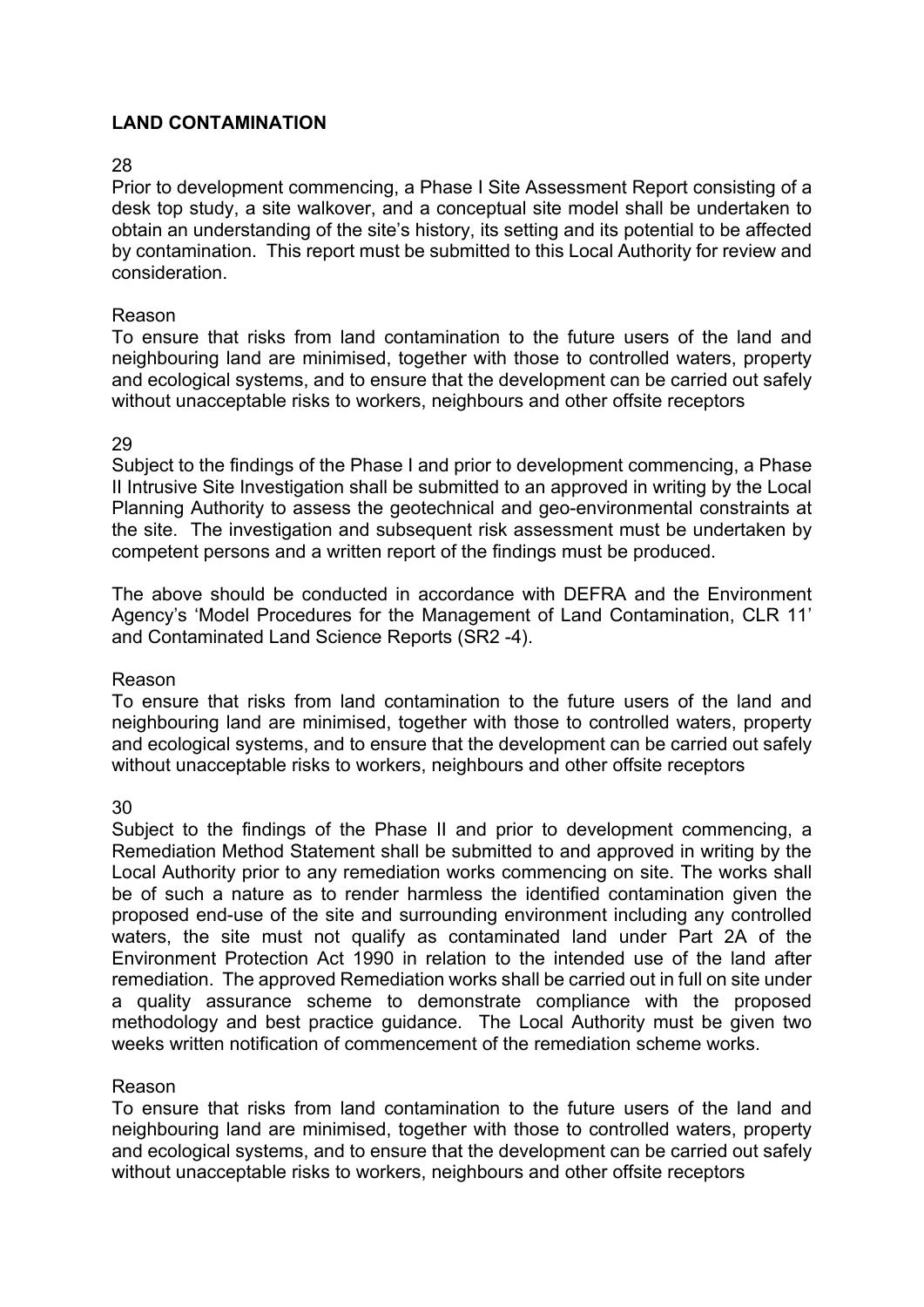**LAND CONTAMINATION**

28

Prior to development commencing, a Phase I Site Assessment Report consisting of a desk top study, a site walkover, and a conceptual site model shall be undertaken to obtain an understanding of the site's history, its setting and its potential to be affected by contamination. This report must be submitted to this Local Authority for review and consideration.

Reason

To ensure that risks from land contamination to the future users of the land and neighbouring land are minimised, together with those to controlled waters, property and ecological systems, and to ensure that the development can be carried out safely without unacceptable risks to workers, neighbours and other offsite receptors

29

Subject to the findings of the Phase I and prior to development commencing, a Phase II Intrusive Site Investigation shall be submitted to an approved in writing by the Local Planning Authority to assess the geotechnical and geo-environmental constraints at the site. The investigation and subsequent risk assessment must be undertaken by competent persons and a written report of the findings must be produced.

The above should be conducted in accordance with DEFRA and the Environment Agency's 'Model Procedures for the Management of Land Contamination, CLR 11' and Contaminated Land Science Reports (SR2 -4).

Reason

To ensure that risks from land contamination to the future users of the land and neighbouring land are minimised, together with those to controlled waters, property and ecological systems, and to ensure that the development can be carried out safely without unacceptable risks to workers, neighbours and other offsite receptors

30

Subject to the findings of the Phase II and prior to development commencing, a Remediation Method Statement shall be submitted to and approved in writing by the Local Authority prior to any remediation works commencing on site. The works shall be of such a nature as to render harmless the identified contamination given the proposed end-use of the site and surrounding environment including any controlled waters, the site must not qualify as contaminated land under Part 2A of the Environment Protection Act 1990 in relation to the intended use of the land after remediation. The approved Remediation works shall be carried out in full on site under a quality assurance scheme to demonstrate compliance with the proposed methodology and best practice guidance. The Local Authority must be given two weeks written notification of commencement of the remediation scheme works.

Reason

To ensure that risks from land contamination to the future users of the land and neighbouring land are minimised, together with those to controlled waters, property and ecological systems, and to ensure that the development can be carried out safely without unacceptable risks to workers, neighbours and other offsite receptors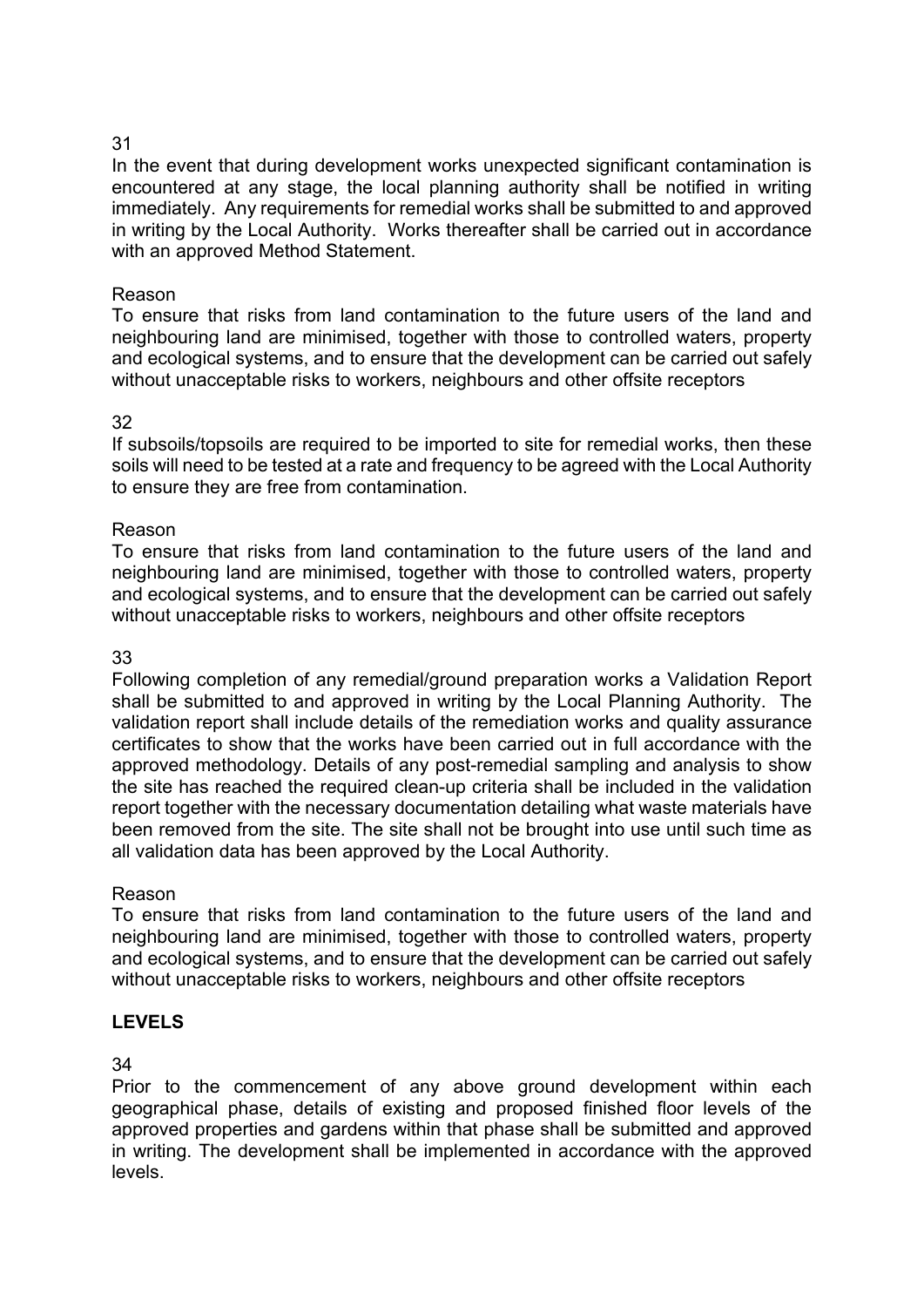31

In the event that during development works unexpected significant contamination is encountered at any stage, the local planning authority shall be notified in writing immediately. Any requirements for remedial works shall be submitted to and approved in writing by the Local Authority. Works thereafter shall be carried out in accordance with an approved Method Statement.

Reason

To ensure that risks from land contamination to the future users of the land and neighbouring land are minimised, together with those to controlled waters, property and ecological systems, and to ensure that the development can be carried out safely without unacceptable risks to workers, neighbours and other offsite receptors

32

If subsoils/topsoils are required to be imported to site for remedial works, then these soils will need to be tested at a rate and frequency to be agreed with the Local Authority to ensure they are free from contamination.

Reason

To ensure that risks from land contamination to the future users of the land and neighbouring land are minimised, together with those to controlled waters, property and ecological systems, and to ensure that the development can be carried out safely without unacceptable risks to workers, neighbours and other offsite receptors

33

Following completion of any remedial/ground preparation works a Validation Report shall be submitted to and approved in writing by the Local Planning Authority. The validation report shall include details of the remediation works and quality assurance certificates to show that the works have been carried out in full accordance with the approved methodology. Details of any post-remedial sampling and analysis to show the site has reached the required clean-up criteria shall be included in the validation report together with the necessary documentation detailing what waste materials have been removed from the site. The site shall not be brought into use until such time as all validation data has been approved by the Local Authority.

Reason

To ensure that risks from land contamination to the future users of the land and neighbouring land are minimised, together with those to controlled waters, property and ecological systems, and to ensure that the development can be carried out safely without unacceptable risks to workers, neighbours and other offsite receptors

**LEVELS**

34

Prior to the commencement of any above ground development within each geographical phase, details of existing and proposed finished floor levels of the approved properties and gardens within that phase shall be submitted and approved in writing. The development shall be implemented in accordance with the approved levels.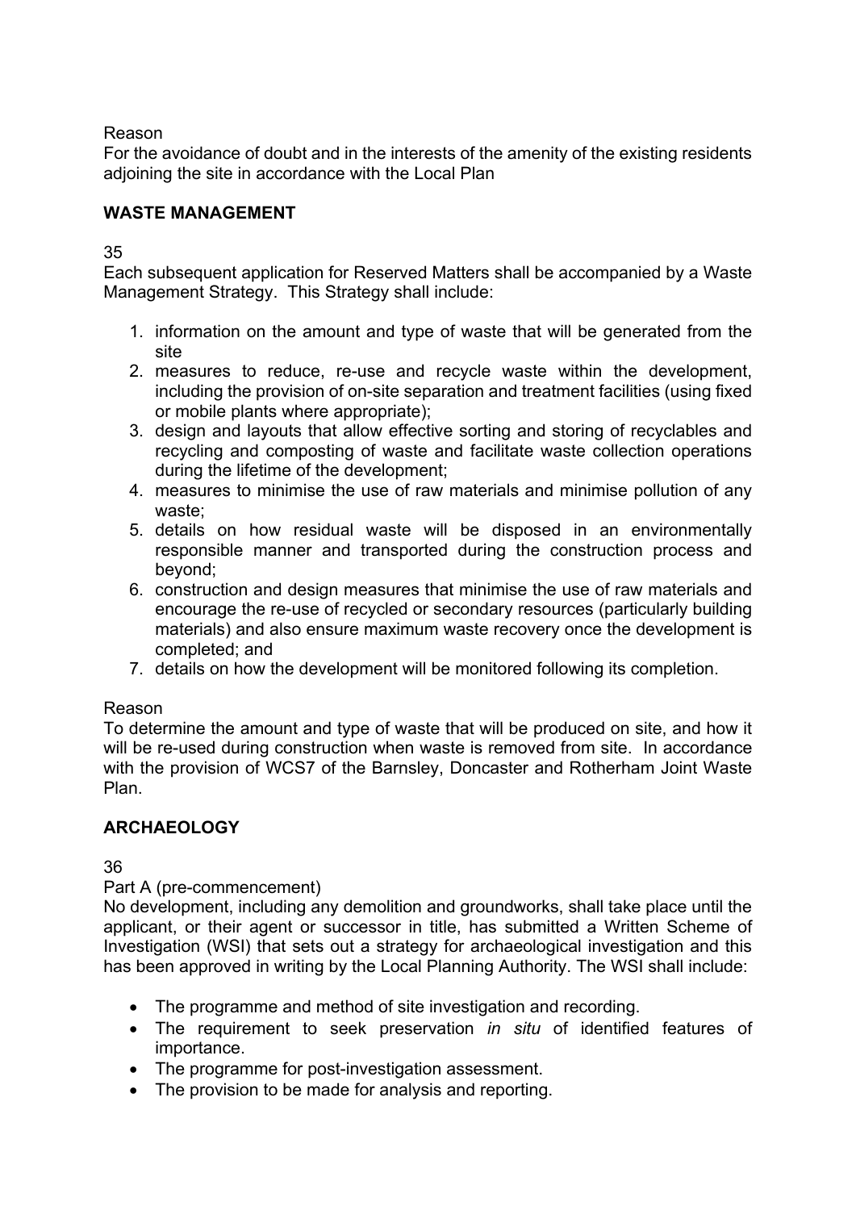Reason
For the avoidance of doubt and in the interests of the amenity of the existing residents adjoining the site in accordance with the Local Plan

**WASTE MANAGEMENT**

35
Each subsequent application for Reserved Matters shall be accompanied by a Waste Management Strategy. This Strategy shall include:

1. information on the amount and type of waste that will be generated from the site
2. measures to reduce, re-use and recycle waste within the development, including the provision of on-site separation and treatment facilities (using fixed or mobile plants where appropriate);
3. design and layouts that allow effective sorting and storing of recyclables and recycling and composting of waste and facilitate waste collection operations during the lifetime of the development;
4. measures to minimise the use of raw materials and minimise pollution of any waste;
5. details on how residual waste will be disposed in an environmentally responsible manner and transported during the construction process and beyond;
6. construction and design measures that minimise the use of raw materials and encourage the re-use of recycled or secondary resources (particularly building materials) and also ensure maximum waste recovery once the development is completed; and
7. details on how the development will be monitored following its completion.

Reason
To determine the amount and type of waste that will be produced on site, and how it will be re-used during construction when waste is removed from site. In accordance with the provision of WCS7 of the Barnsley, Doncaster and Rotherham Joint Waste Plan.

**ARCHAEOLOGY**

36
Part A (pre-commencement)
No development, including any demolition and groundworks, shall take place until the applicant, or their agent or successor in title, has submitted a Written Scheme of Investigation (WSI) that sets out a strategy for archaeological investigation and this has been approved in writing by the Local Planning Authority. The WSI shall include:

- The programme and method of site investigation and recording.
- The requirement to seek preservation *in situ* of identified features of importance.
- The programme for post-investigation assessment.
- The provision to be made for analysis and reporting.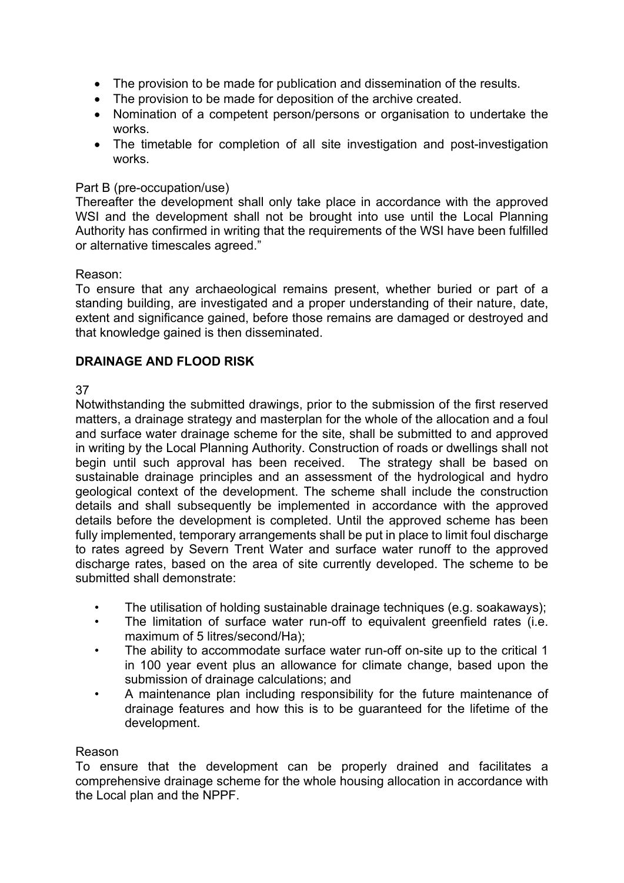- The provision to be made for publication and dissemination of the results.
- The provision to be made for deposition of the archive created.
- Nomination of a competent person/persons or organisation to undertake the works.
- The timetable for completion of all site investigation and post-investigation works.

Part B (pre-occupation/use)
Thereafter the development shall only take place in accordance with the approved WSI and the development shall not be brought into use until the Local Planning Authority has confirmed in writing that the requirements of the WSI have been fulfilled or alternative timescales agreed."

Reason:
To ensure that any archaeological remains present, whether buried or part of a standing building, are investigated and a proper understanding of their nature, date, extent and significance gained, before those remains are damaged or destroyed and that knowledge gained is then disseminated.

**DRAINAGE AND FLOOD RISK**

37
Notwithstanding the submitted drawings, prior to the submission of the first reserved matters, a drainage strategy and masterplan for the whole of the allocation and a foul and surface water drainage scheme for the site, shall be submitted to and approved in writing by the Local Planning Authority. Construction of roads or dwellings shall not begin until such approval has been received. The strategy shall be based on sustainable drainage principles and an assessment of the hydrological and hydro geological context of the development. The scheme shall include the construction details and shall subsequently be implemented in accordance with the approved details before the development is completed. Until the approved scheme has been fully implemented, temporary arrangements shall be put in place to limit foul discharge to rates agreed by Severn Trent Water and surface water runoff to the approved discharge rates, based on the area of site currently developed. The scheme to be submitted shall demonstrate:

- The utilisation of holding sustainable drainage techniques (e.g. soakaways);
- The limitation of surface water run-off to equivalent greenfield rates (i.e. maximum of 5 litres/second/Ha);
- The ability to accommodate surface water run-off on-site up to the critical 1 in 100 year event plus an allowance for climate change, based upon the submission of drainage calculations; and
- A maintenance plan including responsibility for the future maintenance of drainage features and how this is to be guaranteed for the lifetime of the development.

Reason
To ensure that the development can be properly drained and facilitates a comprehensive drainage scheme for the whole housing allocation in accordance with the Local plan and the NPPF.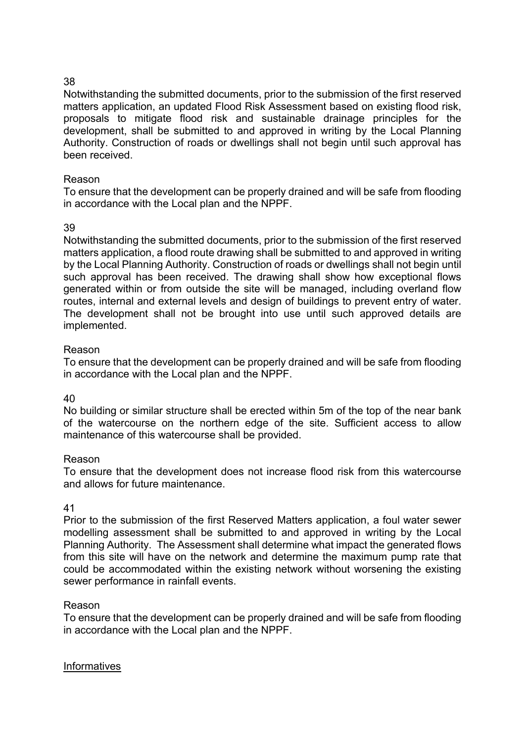38

Notwithstanding the submitted documents, prior to the submission of the first reserved matters application, an updated Flood Risk Assessment based on existing flood risk, proposals to mitigate flood risk and sustainable drainage principles for the development, shall be submitted to and approved in writing by the Local Planning Authority. Construction of roads or dwellings shall not begin until such approval has been received.

Reason

To ensure that the development can be properly drained and will be safe from flooding in accordance with the Local plan and the NPPF.

39

Notwithstanding the submitted documents, prior to the submission of the first reserved matters application, a flood route drawing shall be submitted to and approved in writing by the Local Planning Authority. Construction of roads or dwellings shall not begin until such approval has been received. The drawing shall show how exceptional flows generated within or from outside the site will be managed, including overland flow routes, internal and external levels and design of buildings to prevent entry of water. The development shall not be brought into use until such approved details are implemented.

Reason

To ensure that the development can be properly drained and will be safe from flooding in accordance with the Local plan and the NPPF.

40

No building or similar structure shall be erected within 5m of the top of the near bank of the watercourse on the northern edge of the site. Sufficient access to allow maintenance of this watercourse shall be provided.

Reason

To ensure that the development does not increase flood risk from this watercourse and allows for future maintenance.

41

Prior to the submission of the first Reserved Matters application, a foul water sewer modelling assessment shall be submitted to and approved in writing by the Local Planning Authority. The Assessment shall determine what impact the generated flows from this site will have on the network and determine the maximum pump rate that could be accommodated within the existing network without worsening the existing sewer performance in rainfall events.

Reason

To ensure that the development can be properly drained and will be safe from flooding in accordance with the Local plan and the NPPF.

<u>Informatives</u>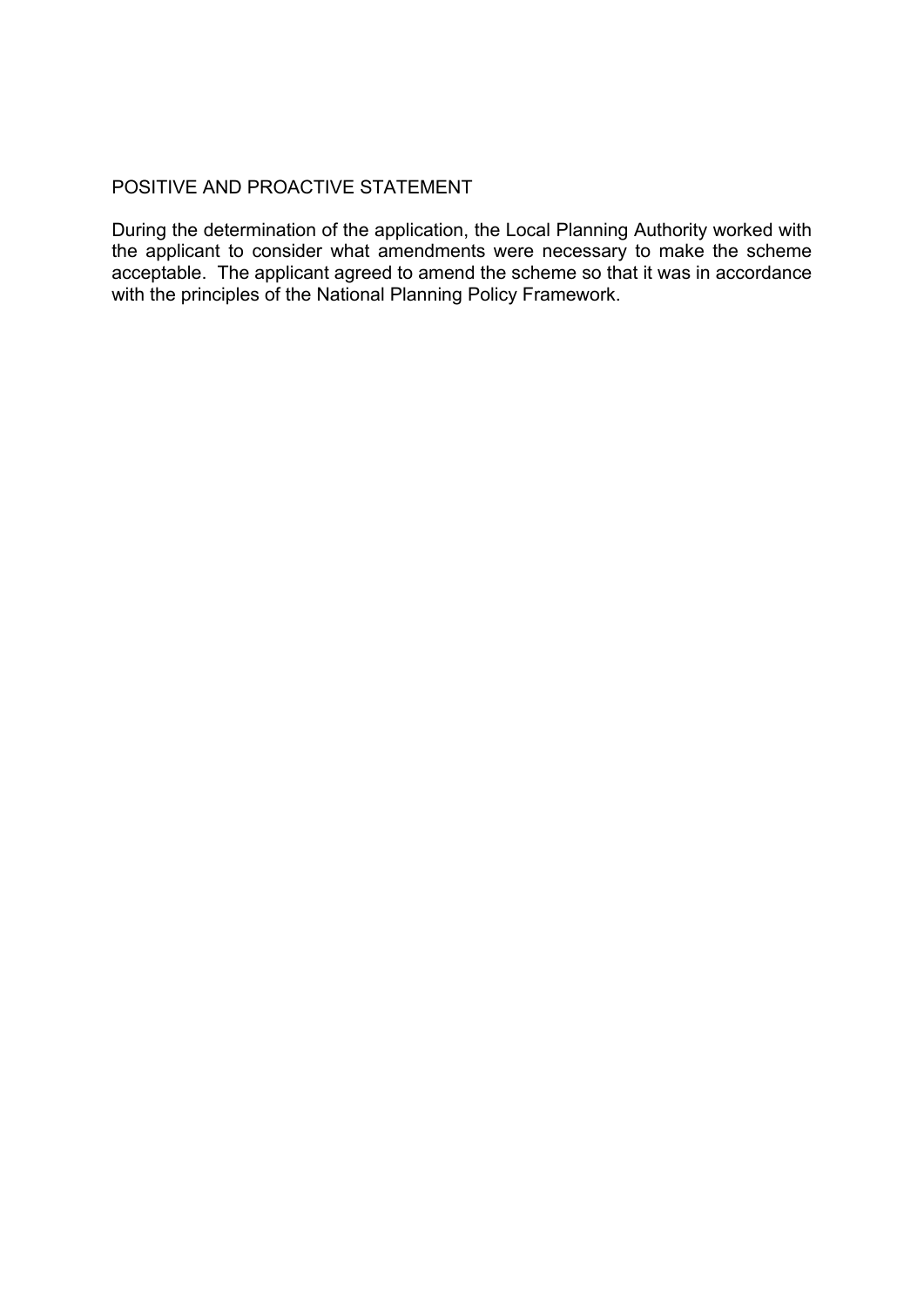## POSITIVE AND PROACTIVE STATEMENT

During the determination of the application, the Local Planning Authority worked with the applicant to consider what amendments were necessary to make the scheme acceptable. The applicant agreed to amend the scheme so that it was in accordance with the principles of the National Planning Policy Framework.